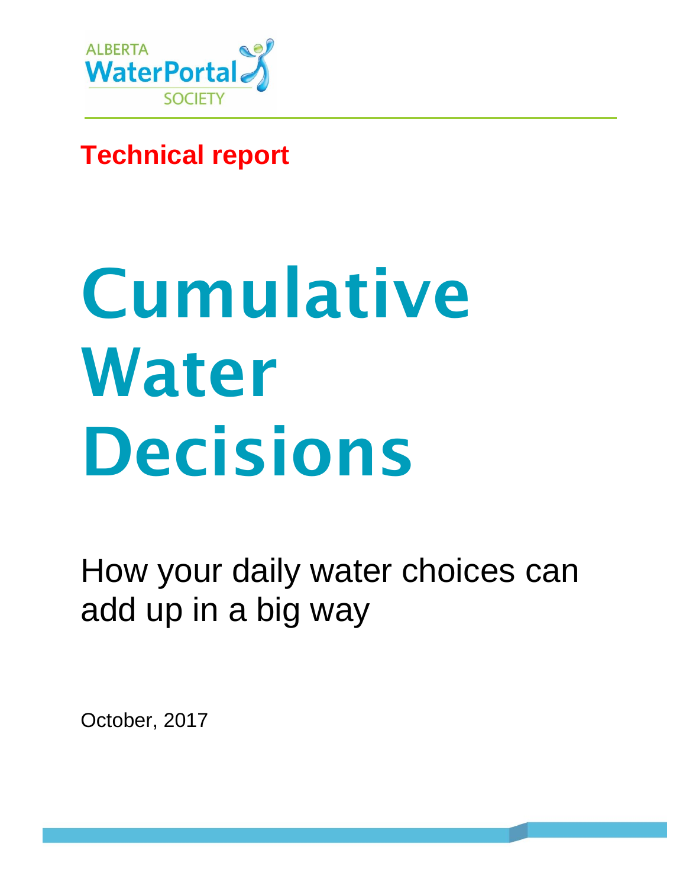ALBERTA WaterPortal SOCIETY

**Technical report**

# Cumulative Water Decisions

How your daily water choices can add up in a big way

October, 2017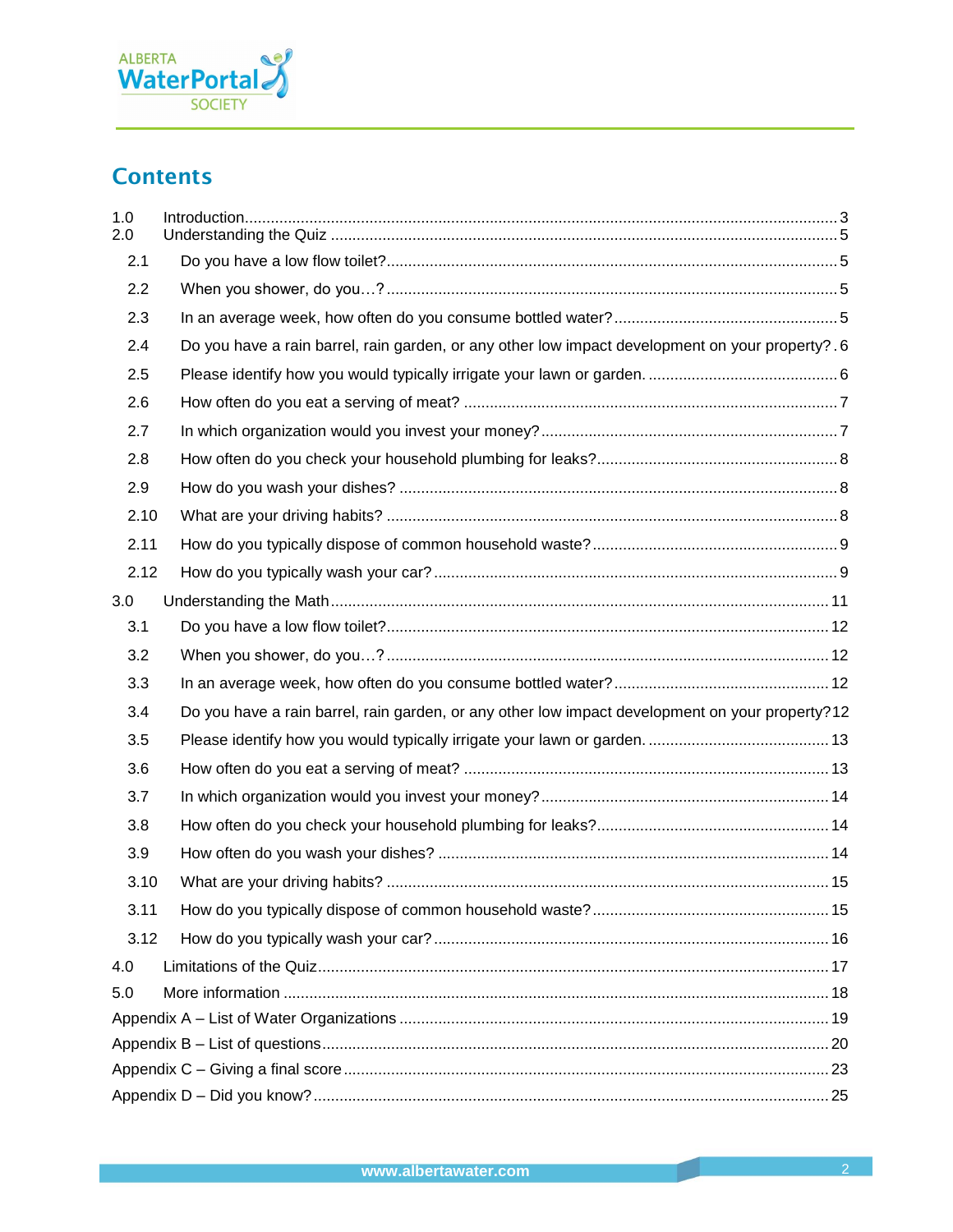# Contents

1.0 Introduction....3
2.0 Understanding the Quiz....5

- 2.1 Do you have a low flow toilet?....5
- 2.2 When you shower, do you…?....5
- 2.3 In an average week, how often do you consume bottled water?....5
- 2.4 Do you have a rain barrel, rain garden, or any other low impact development on your property?....6
- 2.5 Please identify how you would typically irrigate your lawn or garden.....6
- 2.6 How often do you eat a serving of meat?....7
- 2.7 In which organization would you invest your money?....7
- 2.8 How often do you check your household plumbing for leaks?....8
- 2.9 How do you wash your dishes?....8
- 2.10 What are your driving habits?....8
- 2.11 How do you typically dispose of common household waste?....9
- 2.12 How do you typically wash your car?....9

3.0 Understanding the Math....11

- 3.1 Do you have a low flow toilet?....12
- 3.2 When you shower, do you…?....12
- 3.3 In an average week, how often do you consume bottled water?....12
- 3.4 Do you have a rain barrel, rain garden, or any other low impact development on your property?....12
- 3.5 Please identify how you would typically irrigate your lawn or garden.....13
- 3.6 How often do you eat a serving of meat?....13
- 3.7 In which organization would you invest your money?....14
- 3.8 How often do you check your household plumbing for leaks?....14
- 3.9 How often do you wash your dishes?....14
- 3.10 What are your driving habits?....15
- 3.11 How do you typically dispose of common household waste?....15
- 3.12 How do you typically wash your car?....16

4.0 Limitations of the Quiz....17
5.0 More information....18
Appendix A – List of Water Organizations....19
Appendix B – List of questions....20
Appendix C – Giving a final score....23
Appendix D – Did you know?....25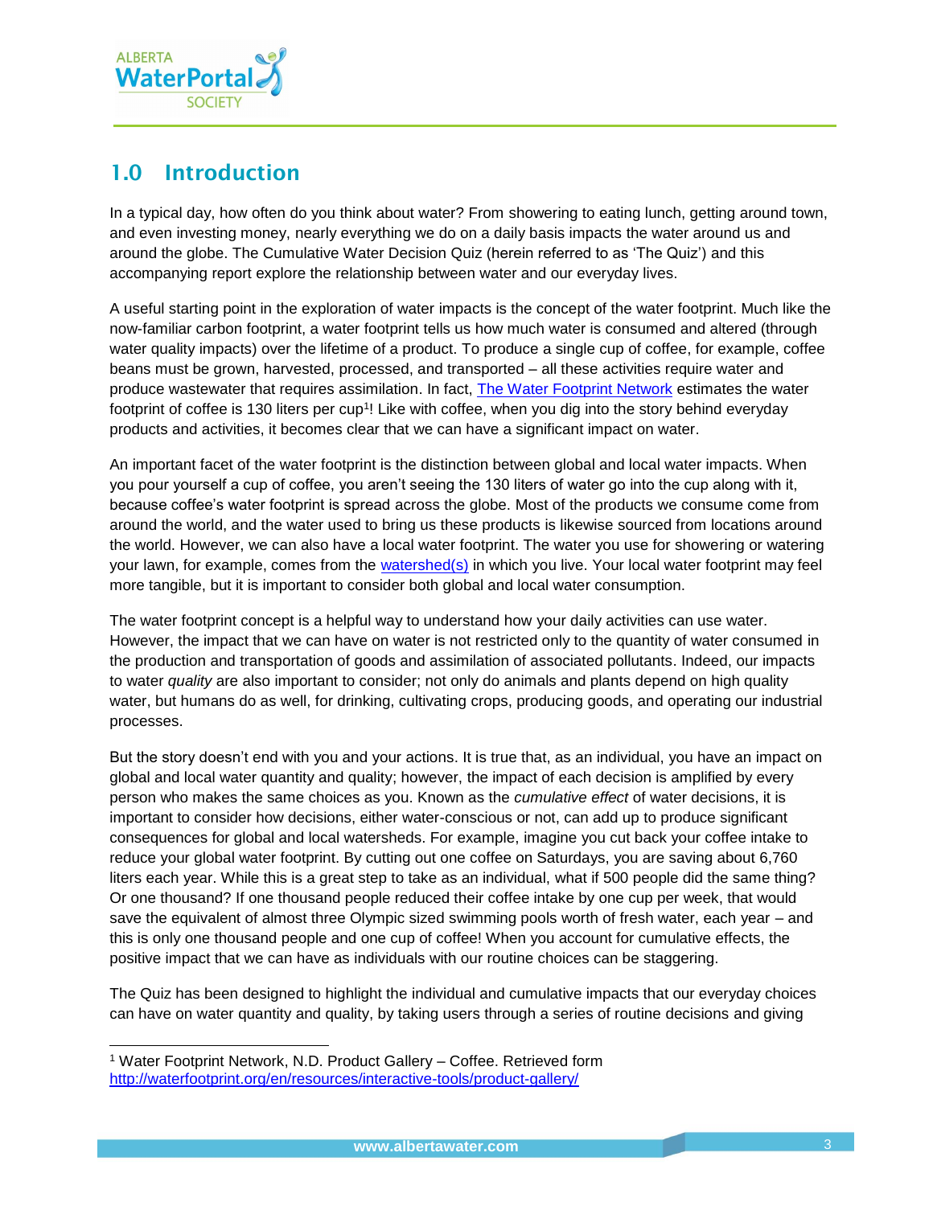## 1.0 Introduction

In a typical day, how often do you think about water? From showering to eating lunch, getting around town, and even investing money, nearly everything we do on a daily basis impacts the water around us and around the globe. The Cumulative Water Decision Quiz (herein referred to as 'The Quiz') and this accompanying report explore the relationship between water and our everyday lives.

A useful starting point in the exploration of water impacts is the concept of the water footprint. Much like the now-familiar carbon footprint, a water footprint tells us how much water is consumed and altered (through water quality impacts) over the lifetime of a product. To produce a single cup of coffee, for example, coffee beans must be grown, harvested, processed, and transported – all these activities require water and produce wastewater that requires assimilation. In fact, The Water Footprint Network estimates the water footprint of coffee is 130 liters per cup[1]! Like with coffee, when you dig into the story behind everyday products and activities, it becomes clear that we can have a significant impact on water.

An important facet of the water footprint is the distinction between global and local water impacts. When you pour yourself a cup of coffee, you aren't seeing the 130 liters of water go into the cup along with it, because coffee's water footprint is spread across the globe. Most of the products we consume come from around the world, and the water used to bring us these products is likewise sourced from locations around the world. However, we can also have a local water footprint. The water you use for showering or watering your lawn, for example, comes from the watershed(s) in which you live. Your local water footprint may feel more tangible, but it is important to consider both global and local water consumption.

The water footprint concept is a helpful way to understand how your daily activities can use water. However, the impact that we can have on water is not restricted only to the quantity of water consumed in the production and transportation of goods and assimilation of associated pollutants. Indeed, our impacts to water *quality* are also important to consider; not only do animals and plants depend on high quality water, but humans do as well, for drinking, cultivating crops, producing goods, and operating our industrial processes.

But the story doesn't end with you and your actions. It is true that, as an individual, you have an impact on global and local water quantity and quality; however, the impact of each decision is amplified by every person who makes the same choices as you. Known as the *cumulative effect* of water decisions, it is important to consider how decisions, either water-conscious or not, can add up to produce significant consequences for global and local watersheds. For example, imagine you cut back your coffee intake to reduce your global water footprint. By cutting out one coffee on Saturdays, you are saving about 6,760 liters each year. While this is a great step to take as an individual, what if 500 people did the same thing? Or one thousand? If one thousand people reduced their coffee intake by one cup per week, that would save the equivalent of almost three Olympic sized swimming pools worth of fresh water, each year – and this is only one thousand people and one cup of coffee! When you account for cumulative effects, the positive impact that we can have as individuals with our routine choices can be staggering.

The Quiz has been designed to highlight the individual and cumulative impacts that our everyday choices can have on water quantity and quality, by taking users through a series of routine decisions and giving

[1] Water Footprint Network, N.D. Product Gallery – Coffee. Retrieved form http://waterfootprint.org/en/resources/interactive-tools/product-gallery/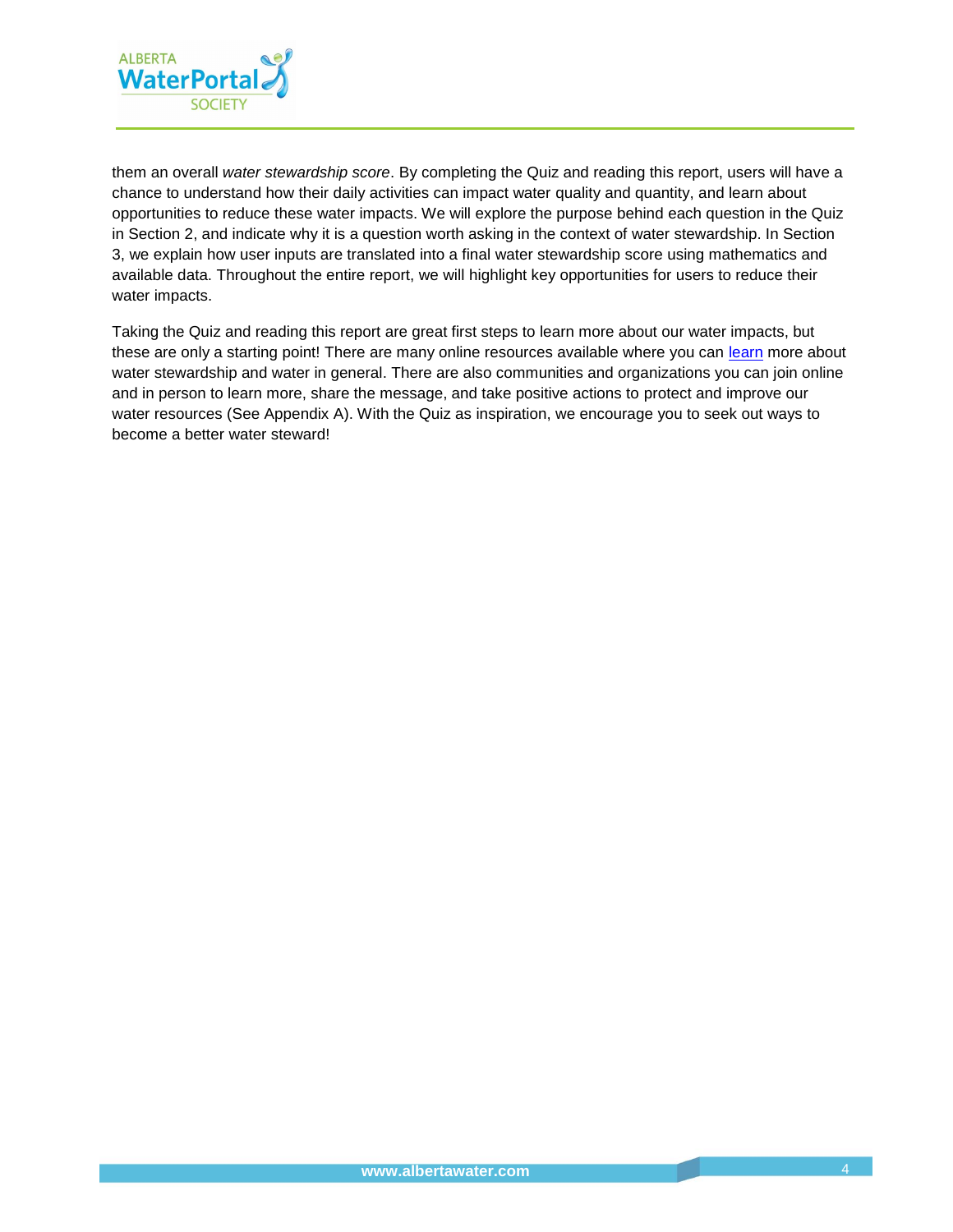them an overall *water stewardship score*. By completing the Quiz and reading this report, users will have a chance to understand how their daily activities can impact water quality and quantity, and learn about opportunities to reduce these water impacts. We will explore the purpose behind each question in the Quiz in Section 2, and indicate why it is a question worth asking in the context of water stewardship. In Section 3, we explain how user inputs are translated into a final water stewardship score using mathematics and available data. Throughout the entire report, we will highlight key opportunities for users to reduce their water impacts.

Taking the Quiz and reading this report are great first steps to learn more about our water impacts, but these are only a starting point! There are many online resources available where you can learn more about water stewardship and water in general. There are also communities and organizations you can join online and in person to learn more, share the message, and take positive actions to protect and improve our water resources (See Appendix A). With the Quiz as inspiration, we encourage you to seek out ways to become a better water steward!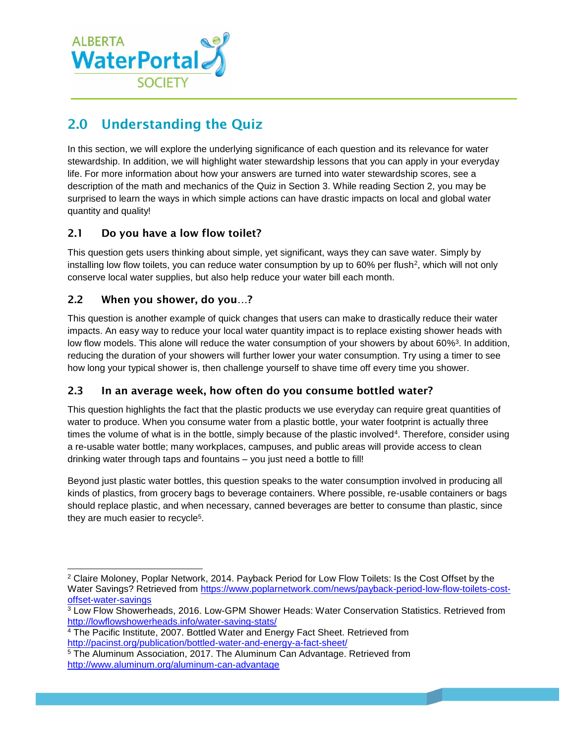## 2.0 Understanding the Quiz

In this section, we will explore the underlying significance of each question and its relevance for water stewardship. In addition, we will highlight water stewardship lessons that you can apply in your everyday life. For more information about how your answers are turned into water stewardship scores, see a description of the math and mechanics of the Quiz in Section 3. While reading Section 2, you may be surprised to learn the ways in which simple actions can have drastic impacts on local and global water quantity and quality!

### 2.1 Do you have a low flow toilet?

This question gets users thinking about simple, yet significant, ways they can save water. Simply by installing low flow toilets, you can reduce water consumption by up to 60% per flush[2], which will not only conserve local water supplies, but also help reduce your water bill each month.

### 2.2 When you shower, do you…?

This question is another example of quick changes that users can make to drastically reduce their water impacts. An easy way to reduce your local water quantity impact is to replace existing shower heads with low flow models. This alone will reduce the water consumption of your showers by about 60%[3]. In addition, reducing the duration of your showers will further lower your water consumption. Try using a timer to see how long your typical shower is, then challenge yourself to shave time off every time you shower.

### 2.3 In an average week, how often do you consume bottled water?

This question highlights the fact that the plastic products we use everyday can require great quantities of water to produce. When you consume water from a plastic bottle, your water footprint is actually three times the volume of what is in the bottle, simply because of the plastic involved[4]. Therefore, consider using a re-usable water bottle; many workplaces, campuses, and public areas will provide access to clean drinking water through taps and fountains – you just need a bottle to fill!

Beyond just plastic water bottles, this question speaks to the water consumption involved in producing all kinds of plastics, from grocery bags to beverage containers. Where possible, re-usable containers or bags should replace plastic, and when necessary, canned beverages are better to consume than plastic, since they are much easier to recycle[5].

---

[2] Claire Moloney, Poplar Network, 2014. Payback Period for Low Flow Toilets: Is the Cost Offset by the Water Savings? Retrieved from https://www.poplarnetwork.com/news/payback-period-low-flow-toilets-cost-offset-water-savings

[3] Low Flow Showerheads, 2016. Low-GPM Shower Heads: Water Conservation Statistics. Retrieved from http://lowflowshowerheads.info/water-saving-stats/

[4] The Pacific Institute, 2007. Bottled Water and Energy Fact Sheet. Retrieved from http://pacinst.org/publication/bottled-water-and-energy-a-fact-sheet/

[5] The Aluminum Association, 2017. The Aluminum Can Advantage. Retrieved from http://www.aluminum.org/aluminum-can-advantage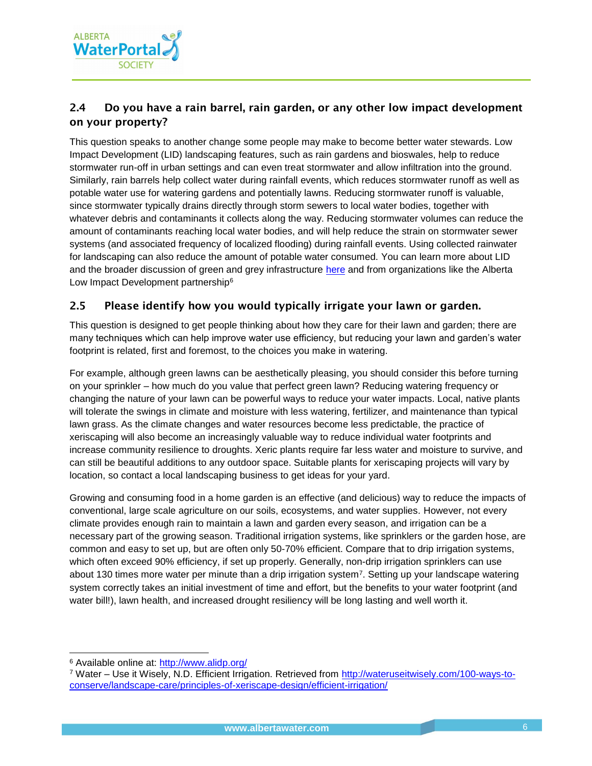## 2.4 Do you have a rain barrel, rain garden, or any other low impact development on your property?

This question speaks to another change some people may make to become better water stewards. Low Impact Development (LID) landscaping features, such as rain gardens and bioswales, help to reduce stormwater run-off in urban settings and can even treat stormwater and allow infiltration into the ground. Similarly, rain barrels help collect water during rainfall events, which reduces stormwater runoff as well as potable water use for watering gardens and potentially lawns. Reducing stormwater runoff is valuable, since stormwater typically drains directly through storm sewers to local water bodies, together with whatever debris and contaminants it collects along the way. Reducing stormwater volumes can reduce the amount of contaminants reaching local water bodies, and will help reduce the strain on stormwater sewer systems (and associated frequency of localized flooding) during rainfall events. Using collected rainwater for landscaping can also reduce the amount of potable water consumed. You can learn more about LID and the broader discussion of green and grey infrastructure [here]() and from organizations like the Alberta Low Impact Development partnership[6]

## 2.5 Please identify how you would typically irrigate your lawn or garden.

This question is designed to get people thinking about how they care for their lawn and garden; there are many techniques which can help improve water use efficiency, but reducing your lawn and garden's water footprint is related, first and foremost, to the choices you make in watering.

For example, although green lawns can be aesthetically pleasing, you should consider this before turning on your sprinkler – how much do you value that perfect green lawn? Reducing watering frequency or changing the nature of your lawn can be powerful ways to reduce your water impacts. Local, native plants will tolerate the swings in climate and moisture with less watering, fertilizer, and maintenance than typical lawn grass. As the climate changes and water resources become less predictable, the practice of xeriscaping will also become an increasingly valuable way to reduce individual water footprints and increase community resilience to droughts. Xeric plants require far less water and moisture to survive, and can still be beautiful additions to any outdoor space. Suitable plants for xeriscaping projects will vary by location, so contact a local landscaping business to get ideas for your yard.

Growing and consuming food in a home garden is an effective (and delicious) way to reduce the impacts of conventional, large scale agriculture on our soils, ecosystems, and water supplies. However, not every climate provides enough rain to maintain a lawn and garden every season, and irrigation can be a necessary part of the growing season. Traditional irrigation systems, like sprinklers or the garden hose, are common and easy to set up, but are often only 50-70% efficient. Compare that to drip irrigation systems, which often exceed 90% efficiency, if set up properly. Generally, non-drip irrigation sprinklers can use about 130 times more water per minute than a drip irrigation system[7]. Setting up your landscape watering system correctly takes an initial investment of time and effort, but the benefits to your water footprint (and water bill!), lawn health, and increased drought resiliency will be long lasting and well worth it.

---

[6] Available online at: http://www.alidp.org/

[7] Water – Use it Wisely, N.D. Efficient Irrigation. Retrieved from http://wateruseitwisely.com/100-ways-to-conserve/landscape-care/principles-of-xeriscape-design/efficient-irrigation/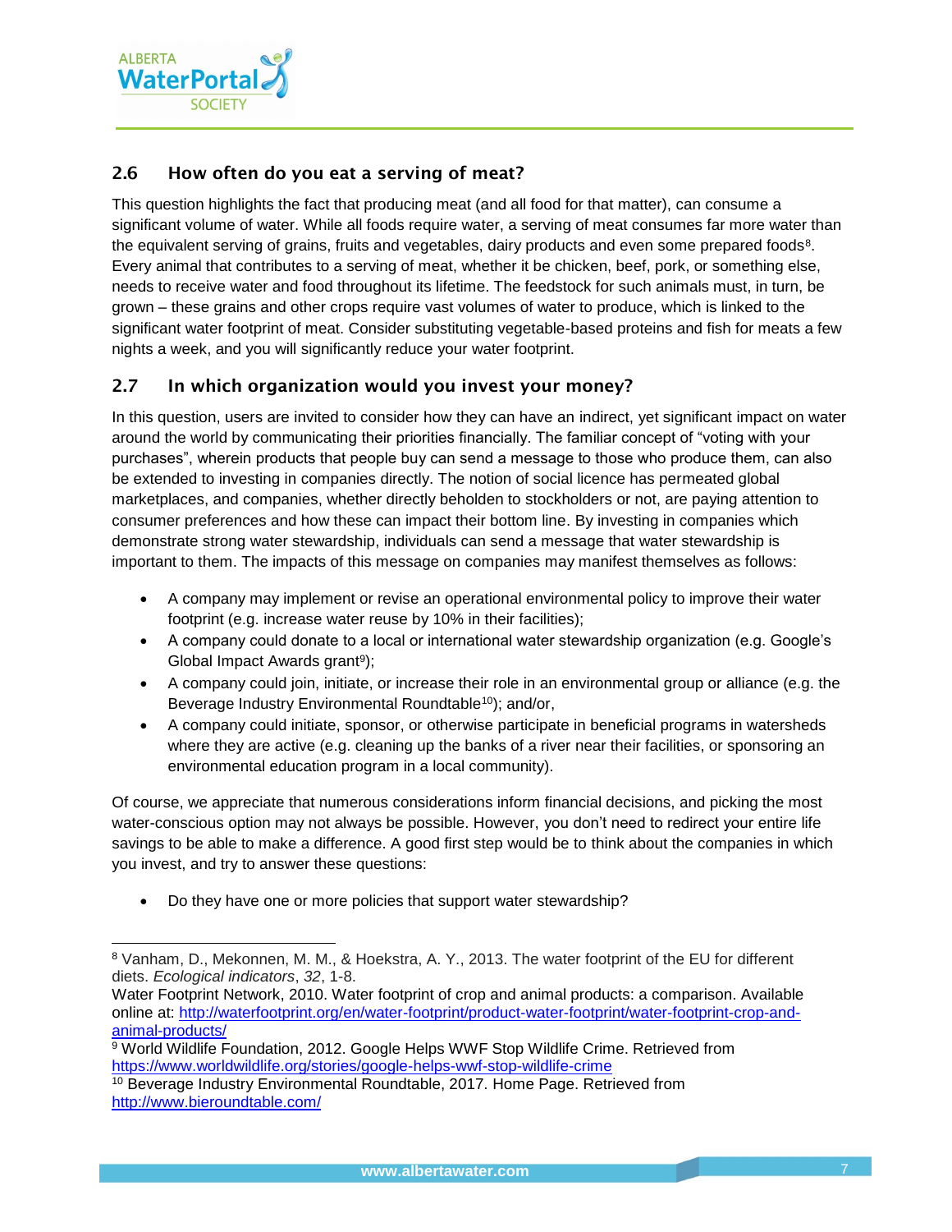## 2.6 How often do you eat a serving of meat?

This question highlights the fact that producing meat (and all food for that matter), can consume a significant volume of water. While all foods require water, a serving of meat consumes far more water than the equivalent serving of grains, fruits and vegetables, dairy products and even some prepared foods[8]. Every animal that contributes to a serving of meat, whether it be chicken, beef, pork, or something else, needs to receive water and food throughout its lifetime. The feedstock for such animals must, in turn, be grown – these grains and other crops require vast volumes of water to produce, which is linked to the significant water footprint of meat. Consider substituting vegetable-based proteins and fish for meats a few nights a week, and you will significantly reduce your water footprint.

## 2.7 In which organization would you invest your money?

In this question, users are invited to consider how they can have an indirect, yet significant impact on water around the world by communicating their priorities financially. The familiar concept of "voting with your purchases", wherein products that people buy can send a message to those who produce them, can also be extended to investing in companies directly. The notion of social licence has permeated global marketplaces, and companies, whether directly beholden to stockholders or not, are paying attention to consumer preferences and how these can impact their bottom line. By investing in companies which demonstrate strong water stewardship, individuals can send a message that water stewardship is important to them. The impacts of this message on companies may manifest themselves as follows:

- A company may implement or revise an operational environmental policy to improve their water footprint (e.g. increase water reuse by 10% in their facilities);
- A company could donate to a local or international water stewardship organization (e.g. Google's Global Impact Awards grant[9]);
- A company could join, initiate, or increase their role in an environmental group or alliance (e.g. the Beverage Industry Environmental Roundtable[10]); and/or,
- A company could initiate, sponsor, or otherwise participate in beneficial programs in watersheds where they are active (e.g. cleaning up the banks of a river near their facilities, or sponsoring an environmental education program in a local community).

Of course, we appreciate that numerous considerations inform financial decisions, and picking the most water-conscious option may not always be possible. However, you don't need to redirect your entire life savings to be able to make a difference. A good first step would be to think about the companies in which you invest, and try to answer these questions:

- Do they have one or more policies that support water stewardship?

---

[8] Vanham, D., Mekonnen, M. M., & Hoekstra, A. Y., 2013. The water footprint of the EU for different diets. *Ecological indicators*, *32*, 1-8.
Water Footprint Network, 2010. Water footprint of crop and animal products: a comparison. Available online at: http://waterfootprint.org/en/water-footprint/product-water-footprint/water-footprint-crop-and-animal-products/

[9] World Wildlife Foundation, 2012. Google Helps WWF Stop Wildlife Crime. Retrieved from https://www.worldwildlife.org/stories/google-helps-wwf-stop-wildlife-crime

[10] Beverage Industry Environmental Roundtable, 2017. Home Page. Retrieved from http://www.bieroundtable.com/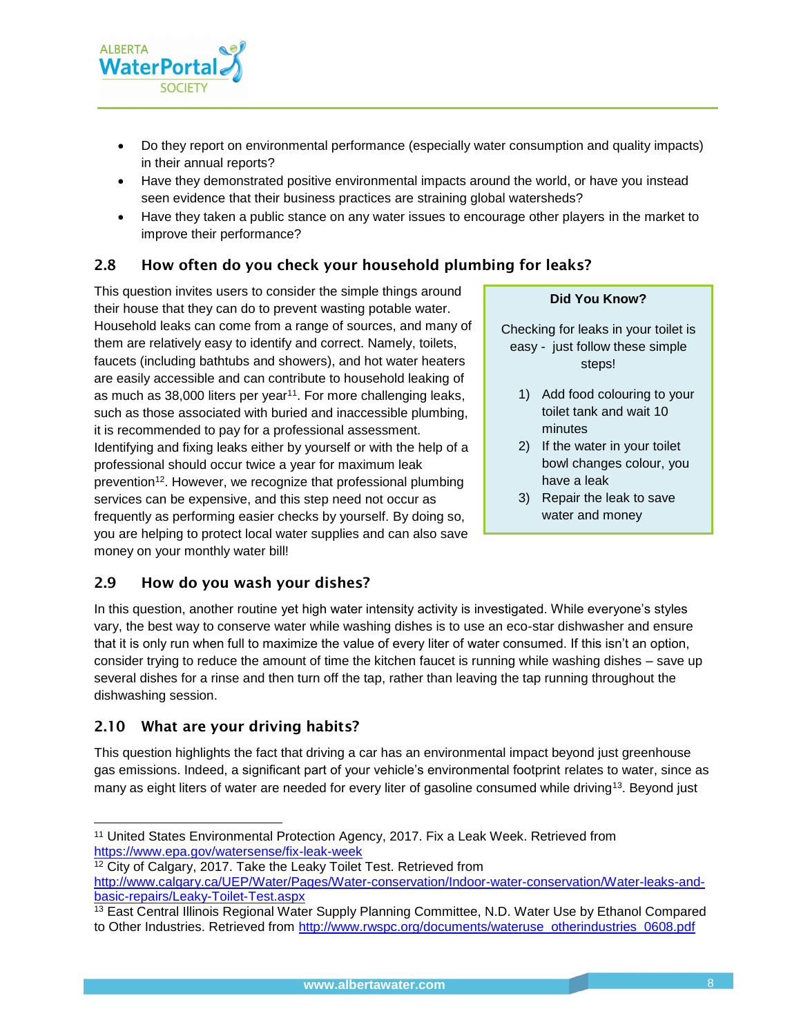- Do they report on environmental performance (especially water consumption and quality impacts) in their annual reports?
- Have they demonstrated positive environmental impacts around the world, or have you instead seen evidence that their business practices are straining global watersheds?
- Have they taken a public stance on any water issues to encourage other players in the market to improve their performance?

## 2.8 How often do you check your household plumbing for leaks?

This question invites users to consider the simple things around their house that they can do to prevent wasting potable water. Household leaks can come from a range of sources, and many of them are relatively easy to identify and correct. Namely, toilets, faucets (including bathtubs and showers), and hot water heaters are easily accessible and can contribute to household leaking of as much as 38,000 liters per year[11]. For more challenging leaks, such as those associated with buried and inaccessible plumbing, it is recommended to pay for a professional assessment. Identifying and fixing leaks either by yourself or with the help of a professional should occur twice a year for maximum leak prevention[12]. However, we recognize that professional plumbing services can be expensive, and this step need not occur as frequently as performing easier checks by yourself. By doing so, you are helping to protect local water supplies and can also save money on your monthly water bill!

> **Did You Know?**
>
> Checking for leaks in your toilet is easy - just follow these simple steps!
>
> 1) Add food colouring to your toilet tank and wait 10 minutes
> 2) If the water in your toilet bowl changes colour, you have a leak
> 3) Repair the leak to save water and money

## 2.9 How do you wash your dishes?

In this question, another routine yet high water intensity activity is investigated. While everyone's styles vary, the best way to conserve water while washing dishes is to use an eco-star dishwasher and ensure that it is only run when full to maximize the value of every liter of water consumed. If this isn't an option, consider trying to reduce the amount of time the kitchen faucet is running while washing dishes – save up several dishes for a rinse and then turn off the tap, rather than leaving the tap running throughout the dishwashing session.

## 2.10 What are your driving habits?

This question highlights the fact that driving a car has an environmental impact beyond just greenhouse gas emissions. Indeed, a significant part of your vehicle's environmental footprint relates to water, since as many as eight liters of water are needed for every liter of gasoline consumed while driving[13]. Beyond just

---

[11] United States Environmental Protection Agency, 2017. Fix a Leak Week. Retrieved from https://www.epa.gov/watersense/fix-leak-week

[12] City of Calgary, 2017. Take the Leaky Toilet Test. Retrieved from http://www.calgary.ca/UEP/Water/Pages/Water-conservation/Indoor-water-conservation/Water-leaks-and-basic-repairs/Leaky-Toilet-Test.aspx

[13] East Central Illinois Regional Water Supply Planning Committee, N.D. Water Use by Ethanol Compared to Other Industries. Retrieved from http://www.rwspc.org/documents/wateruse_otherindustries_0608.pdf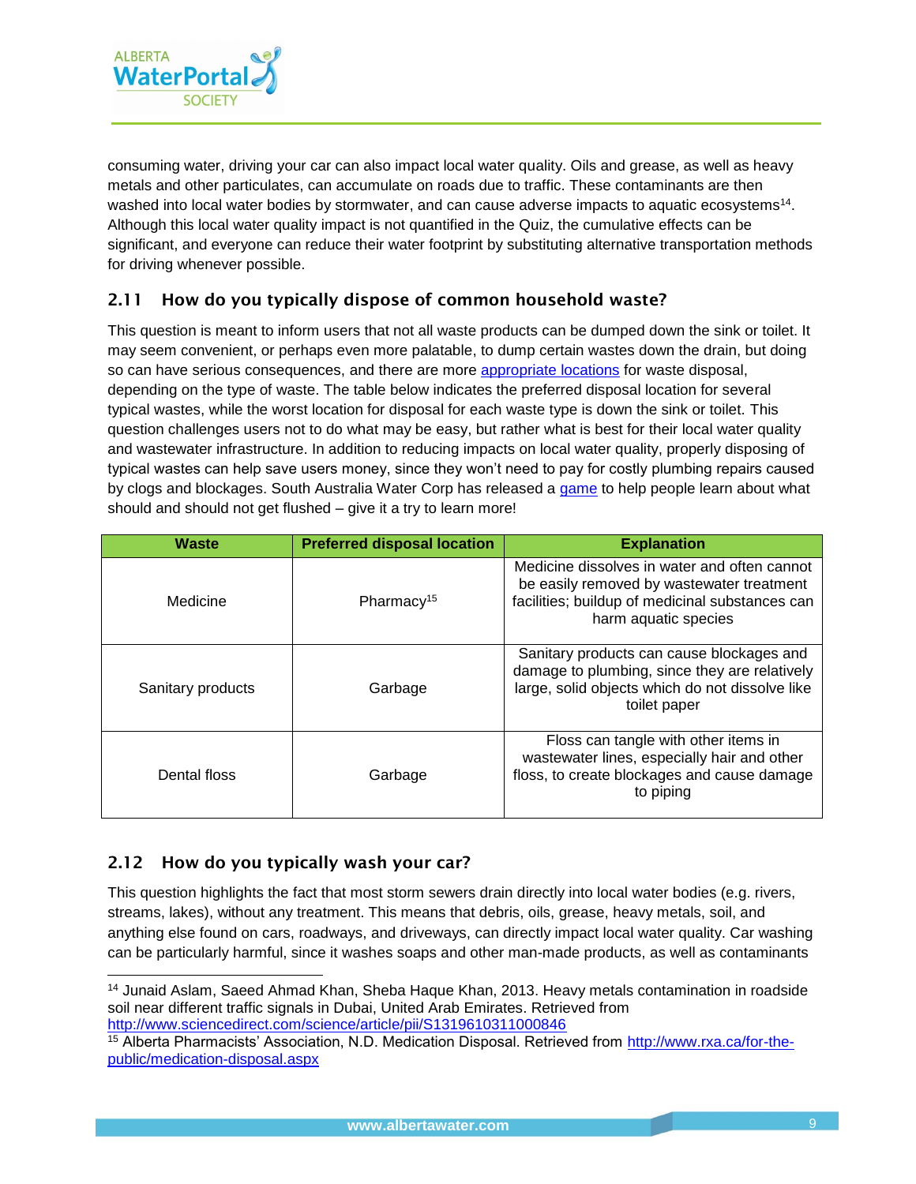consuming water, driving your car can also impact local water quality. Oils and grease, as well as heavy metals and other particulates, can accumulate on roads due to traffic. These contaminants are then washed into local water bodies by stormwater, and can cause adverse impacts to aquatic ecosystems[14]. Although this local water quality impact is not quantified in the Quiz, the cumulative effects can be significant, and everyone can reduce their water footprint by substituting alternative transportation methods for driving whenever possible.

## 2.11 How do you typically dispose of common household waste?

This question is meant to inform users that not all waste products can be dumped down the sink or toilet. It may seem convenient, or perhaps even more palatable, to dump certain wastes down the drain, but doing so can have serious consequences, and there are more appropriate locations for waste disposal, depending on the type of waste. The table below indicates the preferred disposal location for several typical wastes, while the worst location for disposal for each waste type is down the sink or toilet. This question challenges users not to do what may be easy, but rather what is best for their local water quality and wastewater infrastructure. In addition to reducing impacts on local water quality, properly disposing of typical wastes can help save users money, since they won't need to pay for costly plumbing repairs caused by clogs and blockages. South Australia Water Corp has released a game to help people learn about what should and should not get flushed – give it a try to learn more!

| Waste | Preferred disposal location | Explanation |
| --- | --- | --- |
| Medicine | Pharmacy[15] | Medicine dissolves in water and often cannot be easily removed by wastewater treatment facilities; buildup of medicinal substances can harm aquatic species |
| Sanitary products | Garbage | Sanitary products can cause blockages and damage to plumbing, since they are relatively large, solid objects which do not dissolve like toilet paper |
| Dental floss | Garbage | Floss can tangle with other items in wastewater lines, especially hair and other floss, to create blockages and cause damage to piping |

## 2.12 How do you typically wash your car?

This question highlights the fact that most storm sewers drain directly into local water bodies (e.g. rivers, streams, lakes), without any treatment. This means that debris, oils, grease, heavy metals, soil, and anything else found on cars, roadways, and driveways, can directly impact local water quality. Car washing can be particularly harmful, since it washes soaps and other man-made products, as well as contaminants

---

[14] Junaid Aslam, Saeed Ahmad Khan, Sheba Haque Khan, 2013. Heavy metals contamination in roadside soil near different traffic signals in Dubai, United Arab Emirates. Retrieved from http://www.sciencedirect.com/science/article/pii/S1319610311000846

[15] Alberta Pharmacists' Association, N.D. Medication Disposal. Retrieved from http://www.rxa.ca/for-the-public/medication-disposal.aspx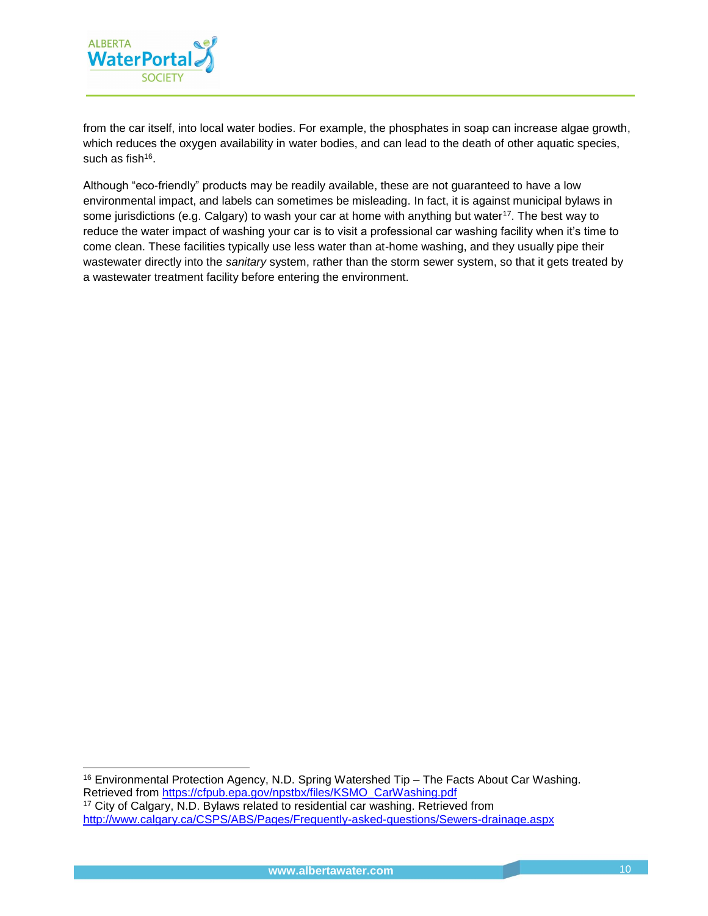from the car itself, into local water bodies. For example, the phosphates in soap can increase algae growth, which reduces the oxygen availability in water bodies, and can lead to the death of other aquatic species, such as fish[16].

Although "eco-friendly" products may be readily available, these are not guaranteed to have a low environmental impact, and labels can sometimes be misleading. In fact, it is against municipal bylaws in some jurisdictions (e.g. Calgary) to wash your car at home with anything but water[17]. The best way to reduce the water impact of washing your car is to visit a professional car washing facility when it's time to come clean. These facilities typically use less water than at-home washing, and they usually pipe their wastewater directly into the *sanitary* system, rather than the storm sewer system, so that it gets treated by a wastewater treatment facility before entering the environment.

---

[16] Environmental Protection Agency, N.D. Spring Watershed Tip – The Facts About Car Washing. Retrieved from https://cfpub.epa.gov/npstbx/files/KSMO_CarWashing.pdf

[17] City of Calgary, N.D. Bylaws related to residential car washing. Retrieved from http://www.calgary.ca/CSPS/ABS/Pages/Frequently-asked-questions/Sewers-drainage.aspx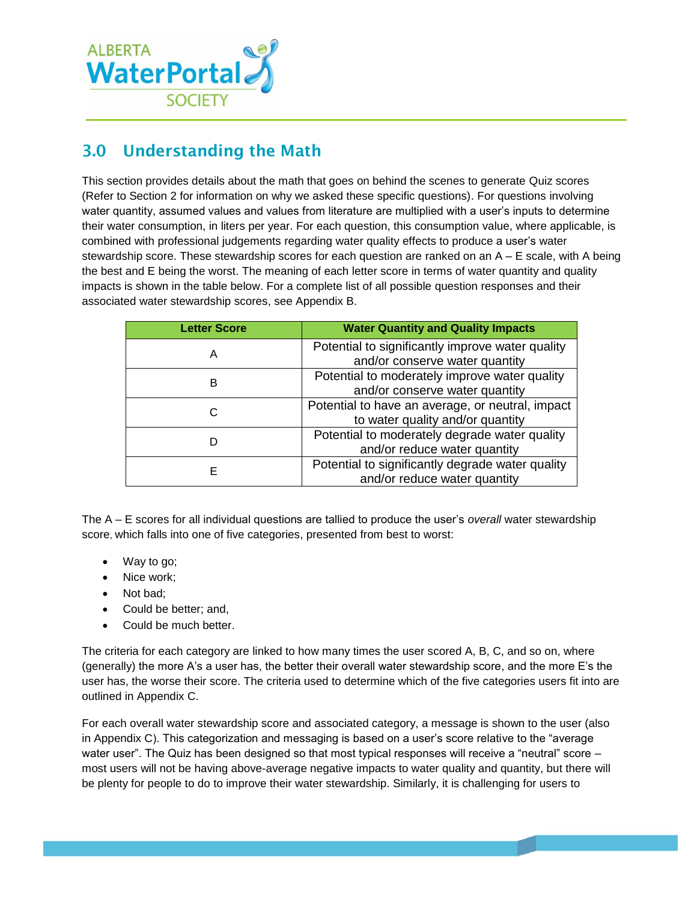## 3.0 Understanding the Math

This section provides details about the math that goes on behind the scenes to generate Quiz scores (Refer to Section 2 for information on why we asked these specific questions). For questions involving water quantity, assumed values and values from literature are multiplied with a user's inputs to determine their water consumption, in liters per year. For each question, this consumption value, where applicable, is combined with professional judgements regarding water quality effects to produce a user's water stewardship score. These stewardship scores for each question are ranked on an A – E scale, with A being the best and E being the worst. The meaning of each letter score in terms of water quantity and quality impacts is shown in the table below. For a complete list of all possible question responses and their associated water stewardship scores, see Appendix B.

| Letter Score | Water Quantity and Quality Impacts |
|---|---|
| A | Potential to significantly improve water quality and/or conserve water quantity |
| B | Potential to moderately improve water quality and/or conserve water quantity |
| C | Potential to have an average, or neutral, impact to water quality and/or quantity |
| D | Potential to moderately degrade water quality and/or reduce water quantity |
| E | Potential to significantly degrade water quality and/or reduce water quantity |

The A – E scores for all individual questions are tallied to produce the user's *overall* water stewardship score, which falls into one of five categories, presented from best to worst:

- Way to go;
- Nice work;
- Not bad;
- Could be better; and,
- Could be much better.

The criteria for each category are linked to how many times the user scored A, B, C, and so on, where (generally) the more A's a user has, the better their overall water stewardship score, and the more E's the user has, the worse their score. The criteria used to determine which of the five categories users fit into are outlined in Appendix C.

For each overall water stewardship score and associated category, a message is shown to the user (also in Appendix C). This categorization and messaging is based on a user's score relative to the "average water user". The Quiz has been designed so that most typical responses will receive a "neutral" score – most users will not be having above-average negative impacts to water quality and quantity, but there will be plenty for people to do to improve their water stewardship. Similarly, it is challenging for users to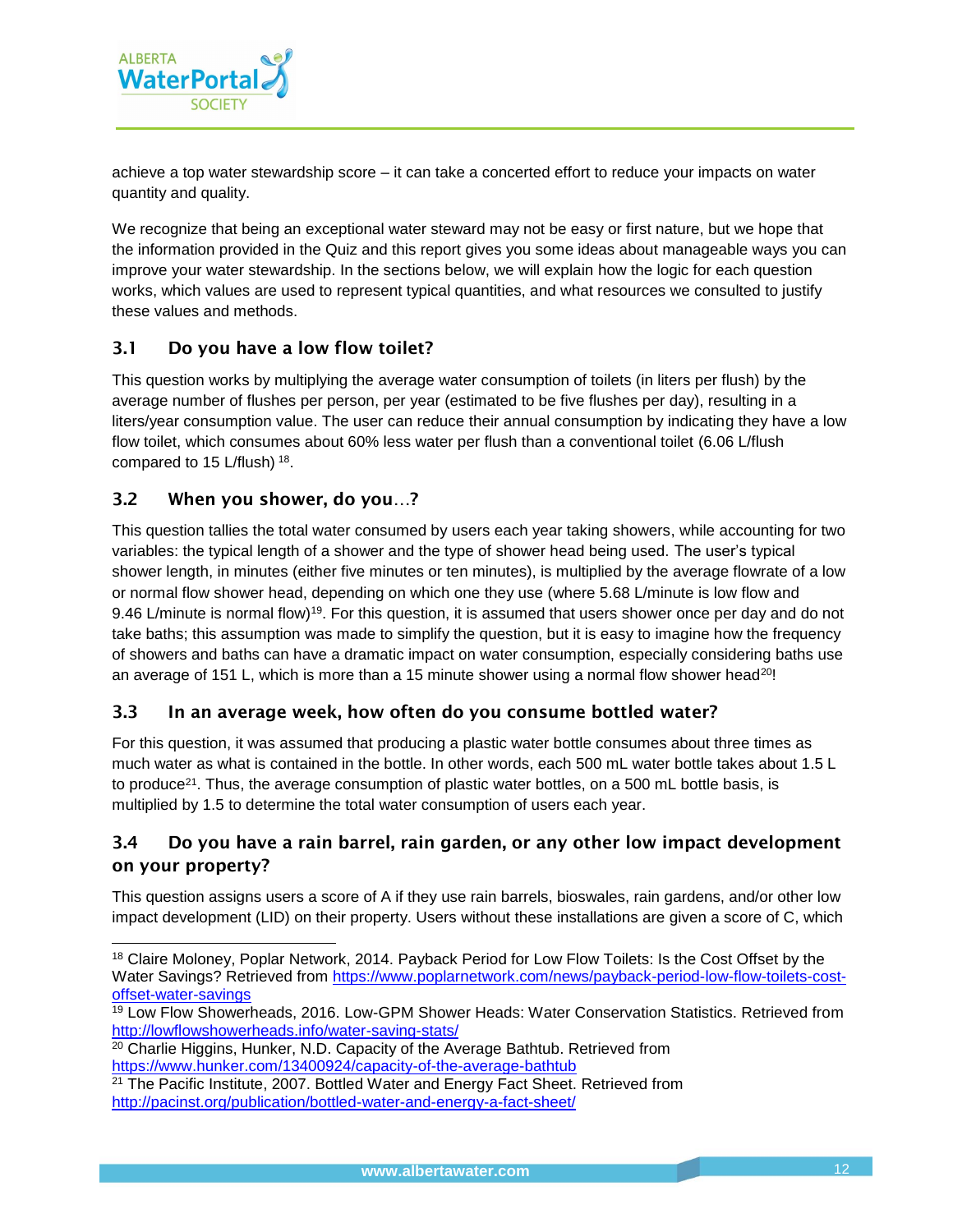achieve a top water stewardship score – it can take a concerted effort to reduce your impacts on water quantity and quality.

We recognize that being an exceptional water steward may not be easy or first nature, but we hope that the information provided in the Quiz and this report gives you some ideas about manageable ways you can improve your water stewardship. In the sections below, we will explain how the logic for each question works, which values are used to represent typical quantities, and what resources we consulted to justify these values and methods.

### 3.1 Do you have a low flow toilet?

This question works by multiplying the average water consumption of toilets (in liters per flush) by the average number of flushes per person, per year (estimated to be five flushes per day), resulting in a liters/year consumption value. The user can reduce their annual consumption by indicating they have a low flow toilet, which consumes about 60% less water per flush than a conventional toilet (6.06 L/flush compared to 15 L/flush) [18].

### 3.2 When you shower, do you…?

This question tallies the total water consumed by users each year taking showers, while accounting for two variables: the typical length of a shower and the type of shower head being used. The user's typical shower length, in minutes (either five minutes or ten minutes), is multiplied by the average flowrate of a low or normal flow shower head, depending on which one they use (where 5.68 L/minute is low flow and 9.46 L/minute is normal flow)[19]. For this question, it is assumed that users shower once per day and do not take baths; this assumption was made to simplify the question, but it is easy to imagine how the frequency of showers and baths can have a dramatic impact on water consumption, especially considering baths use an average of 151 L, which is more than a 15 minute shower using a normal flow shower head[20]!

### 3.3 In an average week, how often do you consume bottled water?

For this question, it was assumed that producing a plastic water bottle consumes about three times as much water as what is contained in the bottle. In other words, each 500 mL water bottle takes about 1.5 L to produce[21]. Thus, the average consumption of plastic water bottles, on a 500 mL bottle basis, is multiplied by 1.5 to determine the total water consumption of users each year.

### 3.4 Do you have a rain barrel, rain garden, or any other low impact development on your property?

This question assigns users a score of A if they use rain barrels, bioswales, rain gardens, and/or other low impact development (LID) on their property. Users without these installations are given a score of C, which

---

[18] Claire Moloney, Poplar Network, 2014. Payback Period for Low Flow Toilets: Is the Cost Offset by the Water Savings? Retrieved from https://www.poplarnetwork.com/news/payback-period-low-flow-toilets-cost-offset-water-savings

[19] Low Flow Showerheads, 2016. Low-GPM Shower Heads: Water Conservation Statistics. Retrieved from http://lowflowshowerheads.info/water-saving-stats/

[20] Charlie Higgins, Hunker, N.D. Capacity of the Average Bathtub. Retrieved from https://www.hunker.com/13400924/capacity-of-the-average-bathtub

[21] The Pacific Institute, 2007. Bottled Water and Energy Fact Sheet. Retrieved from http://pacinst.org/publication/bottled-water-and-energy-a-fact-sheet/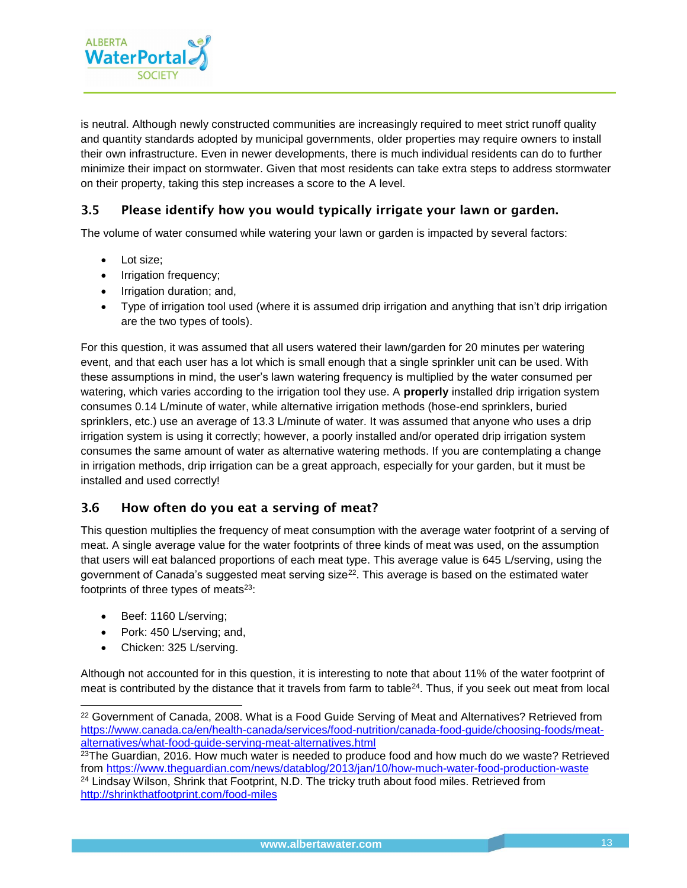is neutral. Although newly constructed communities are increasingly required to meet strict runoff quality and quantity standards adopted by municipal governments, older properties may require owners to install their own infrastructure. Even in newer developments, there is much individual residents can do to further minimize their impact on stormwater. Given that most residents can take extra steps to address stormwater on their property, taking this step increases a score to the A level.

## 3.5 Please identify how you would typically irrigate your lawn or garden.

The volume of water consumed while watering your lawn or garden is impacted by several factors:

- Lot size;
- Irrigation frequency;
- Irrigation duration; and,
- Type of irrigation tool used (where it is assumed drip irrigation and anything that isn't drip irrigation are the two types of tools).

For this question, it was assumed that all users watered their lawn/garden for 20 minutes per watering event, and that each user has a lot which is small enough that a single sprinkler unit can be used. With these assumptions in mind, the user's lawn watering frequency is multiplied by the water consumed per watering, which varies according to the irrigation tool they use. A **properly** installed drip irrigation system consumes 0.14 L/minute of water, while alternative irrigation methods (hose-end sprinklers, buried sprinklers, etc.) use an average of 13.3 L/minute of water. It was assumed that anyone who uses a drip irrigation system is using it correctly; however, a poorly installed and/or operated drip irrigation system consumes the same amount of water as alternative watering methods. If you are contemplating a change in irrigation methods, drip irrigation can be a great approach, especially for your garden, but it must be installed and used correctly!

## 3.6 How often do you eat a serving of meat?

This question multiplies the frequency of meat consumption with the average water footprint of a serving of meat. A single average value for the water footprints of three kinds of meat was used, on the assumption that users will eat balanced proportions of each meat type. This average value is 645 L/serving, using the government of Canada's suggested meat serving size[22]. This average is based on the estimated water footprints of three types of meats[23]:

- Beef: 1160 L/serving;
- Pork: 450 L/serving; and,
- Chicken: 325 L/serving.

Although not accounted for in this question, it is interesting to note that about 11% of the water footprint of meat is contributed by the distance that it travels from farm to table[24]. Thus, if you seek out meat from local

---

[22] Government of Canada, 2008. What is a Food Guide Serving of Meat and Alternatives? Retrieved from https://www.canada.ca/en/health-canada/services/food-nutrition/canada-food-guide/choosing-foods/meat-alternatives/what-food-guide-serving-meat-alternatives.html

[23] The Guardian, 2016. How much water is needed to produce food and how much do we waste? Retrieved from https://www.theguardian.com/news/datablog/2013/jan/10/how-much-water-food-production-waste

[24] Lindsay Wilson, Shrink that Footprint, N.D. The tricky truth about food miles. Retrieved from http://shrinkthatfootprint.com/food-miles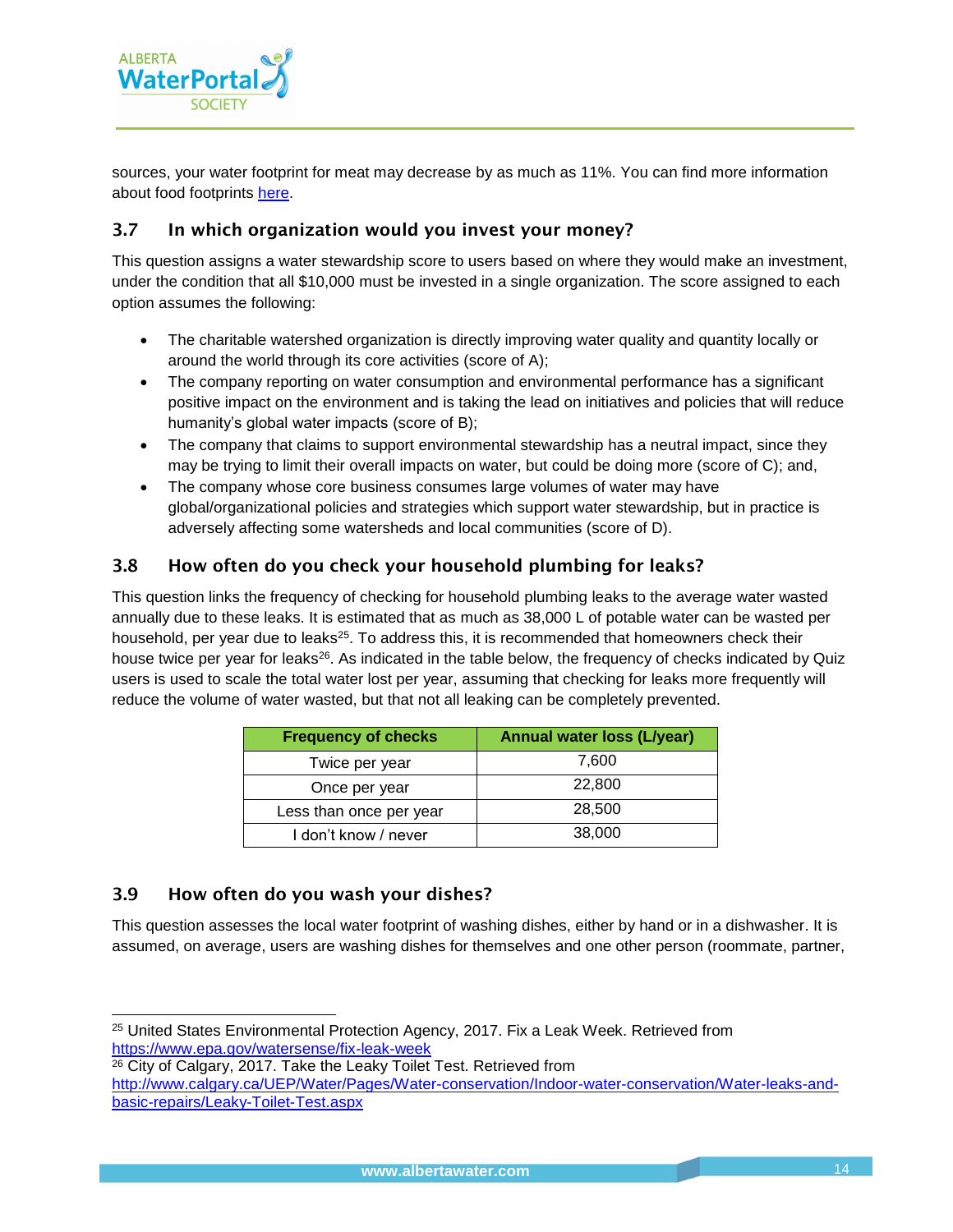sources, your water footprint for meat may decrease by as much as 11%. You can find more information about food footprints here.

### 3.7 In which organization would you invest your money?

This question assigns a water stewardship score to users based on where they would make an investment, under the condition that all $10,000 must be invested in a single organization. The score assigned to each option assumes the following:

- The charitable watershed organization is directly improving water quality and quantity locally or around the world through its core activities (score of A);
- The company reporting on water consumption and environmental performance has a significant positive impact on the environment and is taking the lead on initiatives and policies that will reduce humanity's global water impacts (score of B);
- The company that claims to support environmental stewardship has a neutral impact, since they may be trying to limit their overall impacts on water, but could be doing more (score of C); and,
- The company whose core business consumes large volumes of water may have global/organizational policies and strategies which support water stewardship, but in practice is adversely affecting some watersheds and local communities (score of D).

### 3.8 How often do you check your household plumbing for leaks?

This question links the frequency of checking for household plumbing leaks to the average water wasted annually due to these leaks. It is estimated that as much as 38,000 L of potable water can be wasted per household, per year due to leaks[25]. To address this, it is recommended that homeowners check their house twice per year for leaks[26]. As indicated in the table below, the frequency of checks indicated by Quiz users is used to scale the total water lost per year, assuming that checking for leaks more frequently will reduce the volume of water wasted, but that not all leaking can be completely prevented.

| Frequency of checks | Annual water loss (L/year) |
|---|---|
| Twice per year | 7,600 |
| Once per year | 22,800 |
| Less than once per year | 28,500 |
| I don't know / never | 38,000 |

### 3.9 How often do you wash your dishes?

This question assesses the local water footprint of washing dishes, either by hand or in a dishwasher. It is assumed, on average, users are washing dishes for themselves and one other person (roommate, partner,

---

[25] United States Environmental Protection Agency, 2017. Fix a Leak Week. Retrieved from https://www.epa.gov/watersense/fix-leak-week

[26] City of Calgary, 2017. Take the Leaky Toilet Test. Retrieved from http://www.calgary.ca/UEP/Water/Pages/Water-conservation/Indoor-water-conservation/Water-leaks-and-basic-repairs/Leaky-Toilet-Test.aspx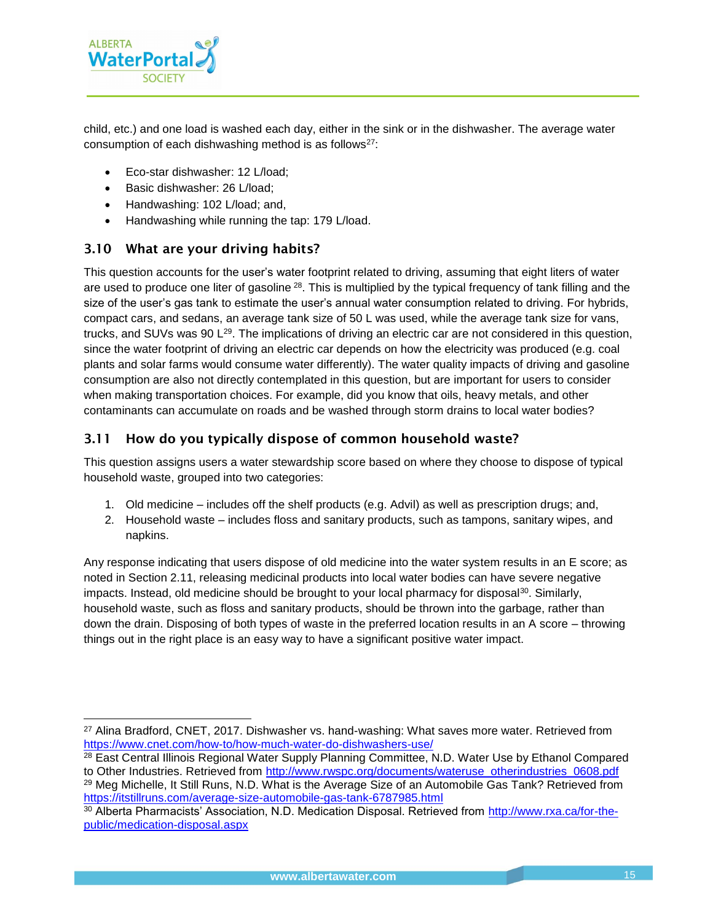child, etc.) and one load is washed each day, either in the sink or in the dishwasher. The average water consumption of each dishwashing method is as follows[27]:

- Eco-star dishwasher: 12 L/load;
- Basic dishwasher: 26 L/load;
- Handwashing: 102 L/load; and,
- Handwashing while running the tap: 179 L/load.

## 3.10 What are your driving habits?

This question accounts for the user's water footprint related to driving, assuming that eight liters of water are used to produce one liter of gasoline [28]. This is multiplied by the typical frequency of tank filling and the size of the user's gas tank to estimate the user's annual water consumption related to driving. For hybrids, compact cars, and sedans, an average tank size of 50 L was used, while the average tank size for vans, trucks, and SUVs was 90 L[29]. The implications of driving an electric car are not considered in this question, since the water footprint of driving an electric car depends on how the electricity was produced (e.g. coal plants and solar farms would consume water differently). The water quality impacts of driving and gasoline consumption are also not directly contemplated in this question, but are important for users to consider when making transportation choices. For example, did you know that oils, heavy metals, and other contaminants can accumulate on roads and be washed through storm drains to local water bodies?

## 3.11 How do you typically dispose of common household waste?

This question assigns users a water stewardship score based on where they choose to dispose of typical household waste, grouped into two categories:

1. Old medicine – includes off the shelf products (e.g. Advil) as well as prescription drugs; and,
2. Household waste – includes floss and sanitary products, such as tampons, sanitary wipes, and napkins.

Any response indicating that users dispose of old medicine into the water system results in an E score; as noted in Section 2.11, releasing medicinal products into local water bodies can have severe negative impacts. Instead, old medicine should be brought to your local pharmacy for disposal[30]. Similarly, household waste, such as floss and sanitary products, should be thrown into the garbage, rather than down the drain. Disposing of both types of waste in the preferred location results in an A score – throwing things out in the right place is an easy way to have a significant positive water impact.

---

[27] Alina Bradford, CNET, 2017. Dishwasher vs. hand-washing: What saves more water. Retrieved from https://www.cnet.com/how-to/how-much-water-do-dishwashers-use/

[28] East Central Illinois Regional Water Supply Planning Committee, N.D. Water Use by Ethanol Compared to Other Industries. Retrieved from http://www.rwspc.org/documents/wateruse_otherindustries_0608.pdf

[29] Meg Michelle, It Still Runs, N.D. What is the Average Size of an Automobile Gas Tank? Retrieved from https://itstillruns.com/average-size-automobile-gas-tank-6787985.html

[30] Alberta Pharmacists' Association, N.D. Medication Disposal. Retrieved from http://www.rxa.ca/for-the-public/medication-disposal.aspx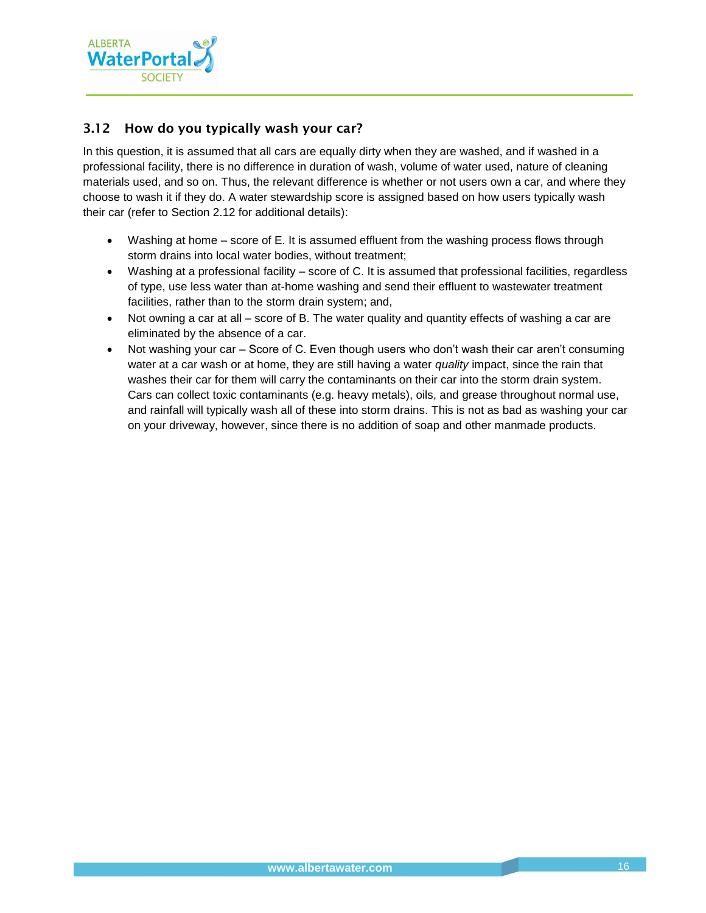## 3.12 How do you typically wash your car?

In this question, it is assumed that all cars are equally dirty when they are washed, and if washed in a professional facility, there is no difference in duration of wash, volume of water used, nature of cleaning materials used, and so on. Thus, the relevant difference is whether or not users own a car, and where they choose to wash it if they do. A water stewardship score is assigned based on how users typically wash their car (refer to Section 2.12 for additional details):

- Washing at home – score of E. It is assumed effluent from the washing process flows through storm drains into local water bodies, without treatment;
- Washing at a professional facility – score of C. It is assumed that professional facilities, regardless of type, use less water than at-home washing and send their effluent to wastewater treatment facilities, rather than to the storm drain system; and,
- Not owning a car at all – score of B. The water quality and quantity effects of washing a car are eliminated by the absence of a car.
- Not washing your car – Score of C. Even though users who don't wash their car aren't consuming water at a car wash or at home, they are still having a water *quality* impact, since the rain that washes their car for them will carry the contaminants on their car into the storm drain system. Cars can collect toxic contaminants (e.g. heavy metals), oils, and grease throughout normal use, and rainfall will typically wash all of these into storm drains. This is not as bad as washing your car on your driveway, however, since there is no addition of soap and other manmade products.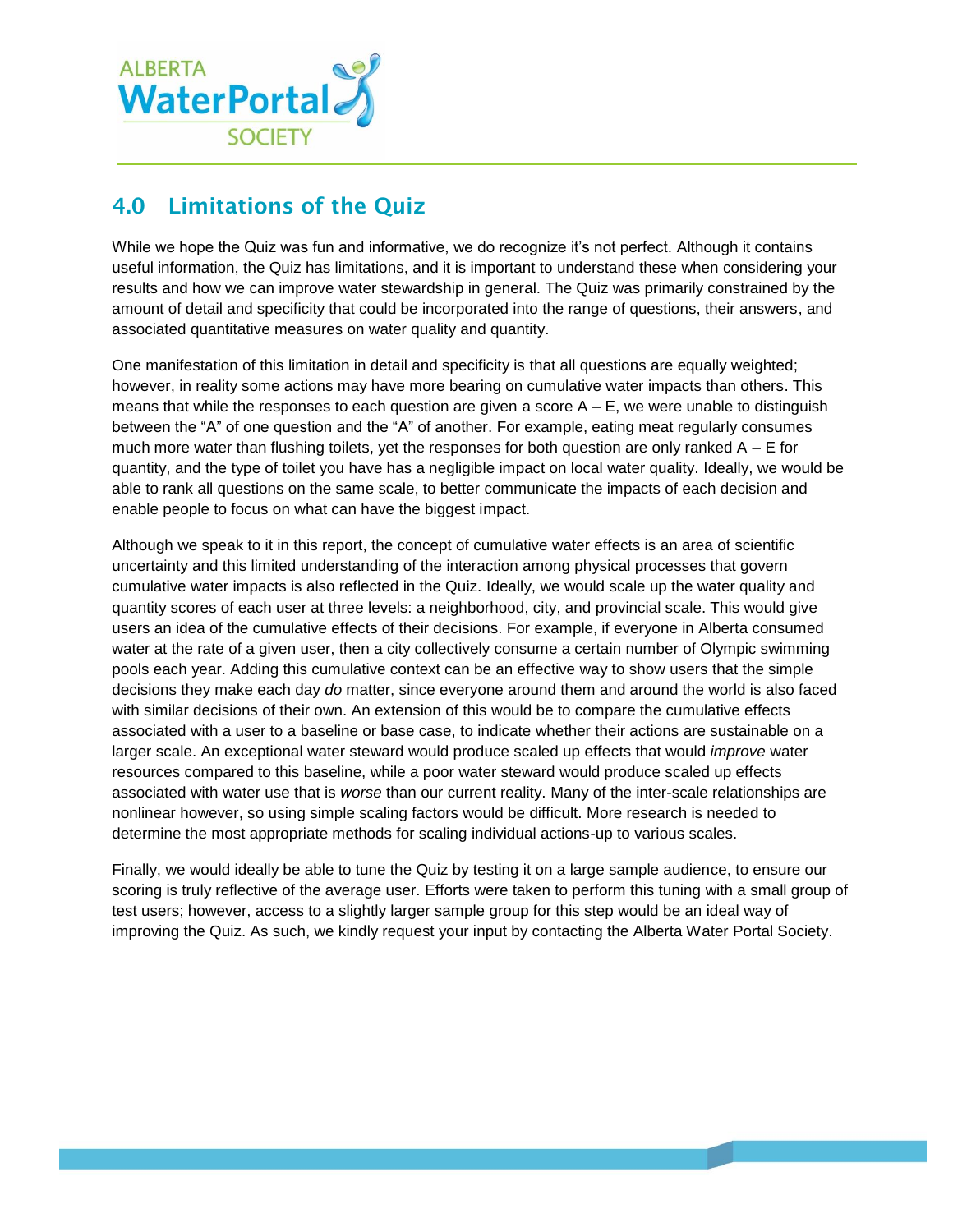## 4.0 Limitations of the Quiz

While we hope the Quiz was fun and informative, we do recognize it's not perfect. Although it contains useful information, the Quiz has limitations, and it is important to understand these when considering your results and how we can improve water stewardship in general. The Quiz was primarily constrained by the amount of detail and specificity that could be incorporated into the range of questions, their answers, and associated quantitative measures on water quality and quantity.

One manifestation of this limitation in detail and specificity is that all questions are equally weighted; however, in reality some actions may have more bearing on cumulative water impacts than others. This means that while the responses to each question are given a score A – E, we were unable to distinguish between the "A" of one question and the "A" of another. For example, eating meat regularly consumes much more water than flushing toilets, yet the responses for both question are only ranked A – E for quantity, and the type of toilet you have has a negligible impact on local water quality. Ideally, we would be able to rank all questions on the same scale, to better communicate the impacts of each decision and enable people to focus on what can have the biggest impact.

Although we speak to it in this report, the concept of cumulative water effects is an area of scientific uncertainty and this limited understanding of the interaction among physical processes that govern cumulative water impacts is also reflected in the Quiz. Ideally, we would scale up the water quality and quantity scores of each user at three levels: a neighborhood, city, and provincial scale. This would give users an idea of the cumulative effects of their decisions. For example, if everyone in Alberta consumed water at the rate of a given user, then a city collectively consume a certain number of Olympic swimming pools each year. Adding this cumulative context can be an effective way to show users that the simple decisions they make each day *do* matter, since everyone around them and around the world is also faced with similar decisions of their own. An extension of this would be to compare the cumulative effects associated with a user to a baseline or base case, to indicate whether their actions are sustainable on a larger scale. An exceptional water steward would produce scaled up effects that would *improve* water resources compared to this baseline, while a poor water steward would produce scaled up effects associated with water use that is *worse* than our current reality. Many of the inter-scale relationships are nonlinear however, so using simple scaling factors would be difficult. More research is needed to determine the most appropriate methods for scaling individual actions-up to various scales.

Finally, we would ideally be able to tune the Quiz by testing it on a large sample audience, to ensure our scoring is truly reflective of the average user. Efforts were taken to perform this tuning with a small group of test users; however, access to a slightly larger sample group for this step would be an ideal way of improving the Quiz. As such, we kindly request your input by contacting the Alberta Water Portal Society.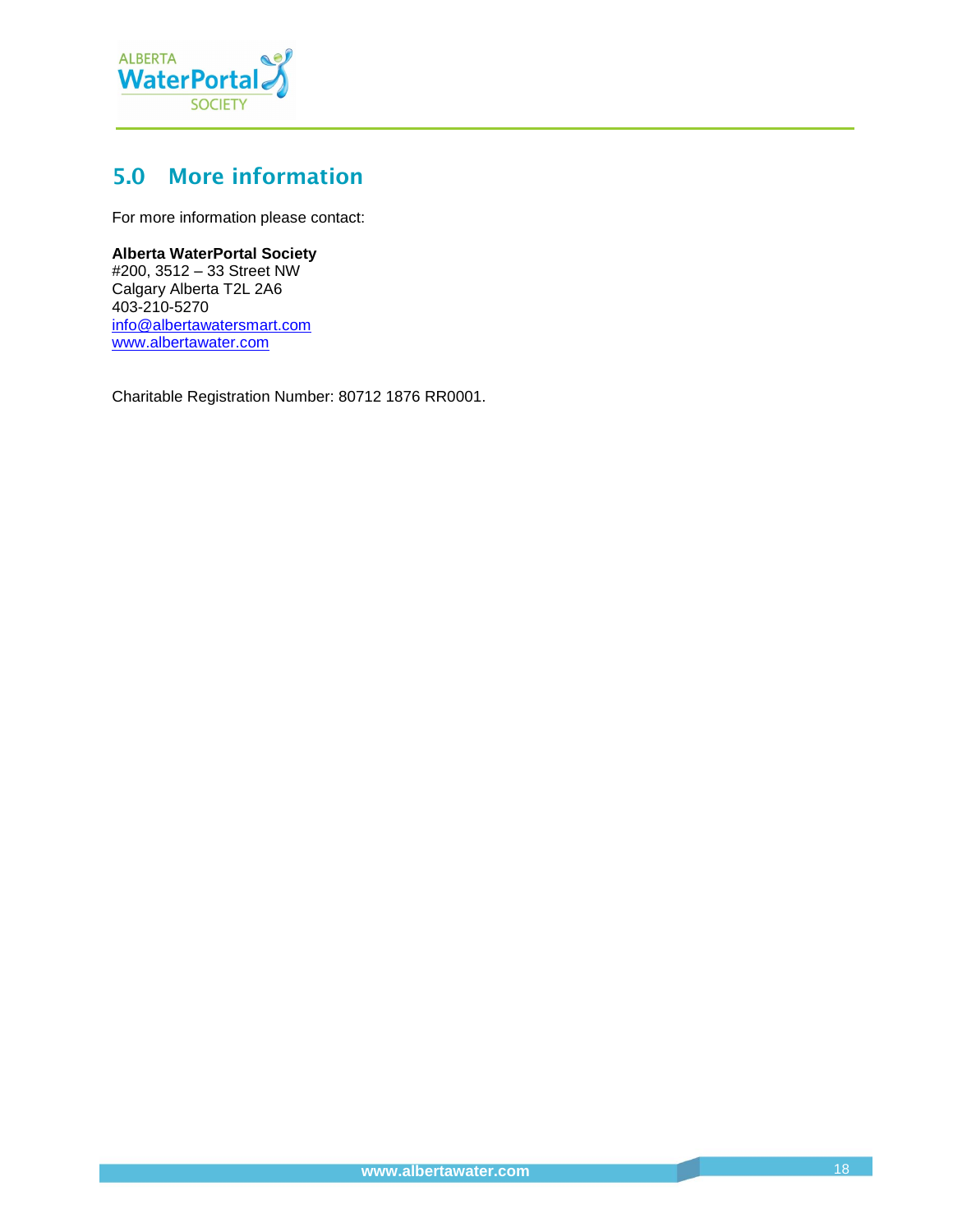## 5.0 More information

For more information please contact:

**Alberta WaterPortal Society**
#200, 3512 – 33 Street NW
Calgary Alberta T2L 2A6
403-210-5270
info@albertawatersmart.com
www.albertawater.com

Charitable Registration Number: 80712 1876 RR0001.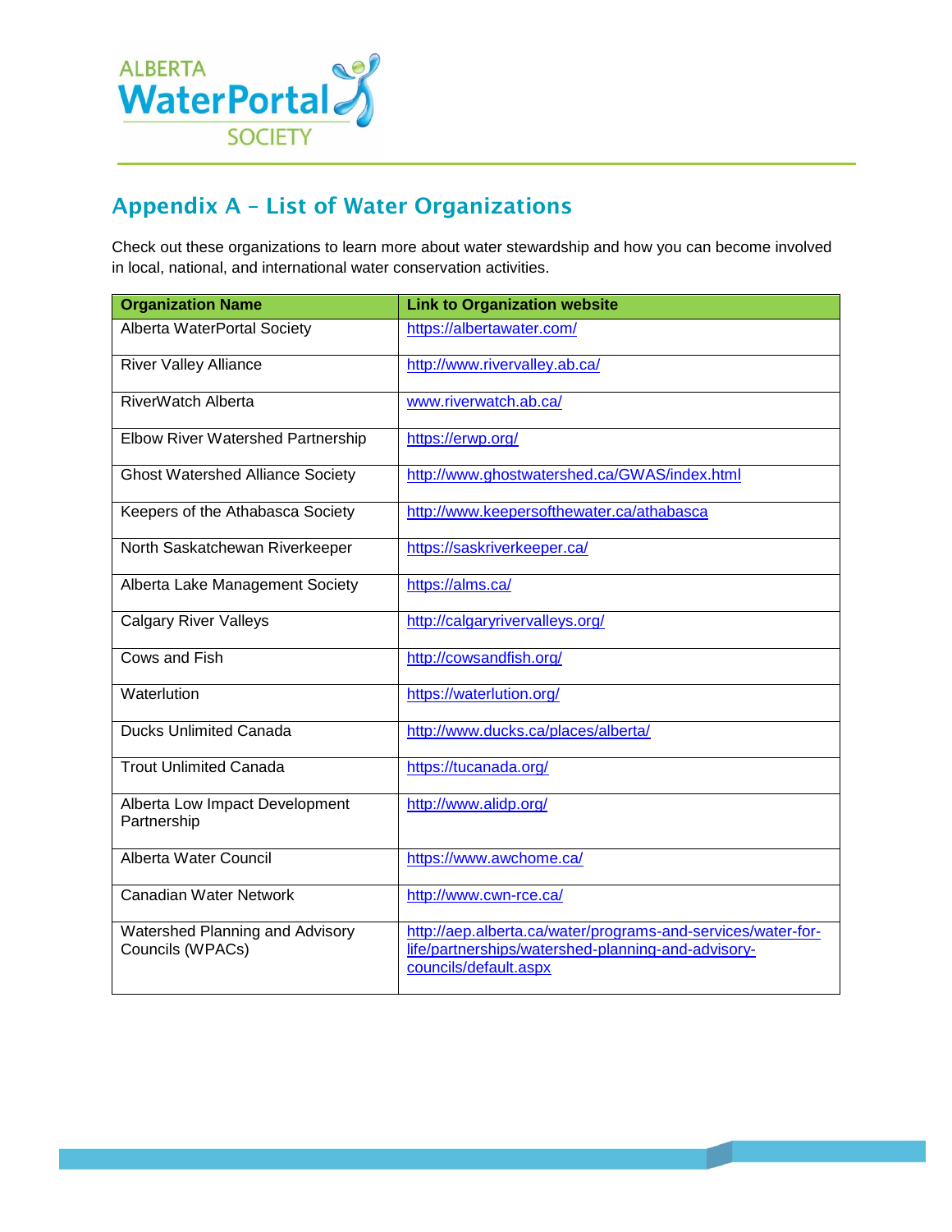## Appendix A – List of Water Organizations

Check out these organizations to learn more about water stewardship and how you can become involved in local, national, and international water conservation activities.

| Organization Name | Link to Organization website |
| --- | --- |
| Alberta WaterPortal Society | https://albertawater.com/ |
| River Valley Alliance | http://www.rivervalley.ab.ca/ |
| RiverWatch Alberta | www.riverwatch.ab.ca/ |
| Elbow River Watershed Partnership | https://erwp.org/ |
| Ghost Watershed Alliance Society | http://www.ghostwatershed.ca/GWAS/index.html |
| Keepers of the Athabasca Society | http://www.keepersofthewater.ca/athabasca |
| North Saskatchewan Riverkeeper | https://saskriverkeeper.ca/ |
| Alberta Lake Management Society | https://alms.ca/ |
| Calgary River Valleys | http://calgaryrivervalleys.org/ |
| Cows and Fish | http://cowsandfish.org/ |
| Waterlution | https://waterlution.org/ |
| Ducks Unlimited Canada | http://www.ducks.ca/places/alberta/ |
| Trout Unlimited Canada | https://tucanada.org/ |
| Alberta Low Impact Development Partnership | http://www.alidp.org/ |
| Alberta Water Council | https://www.awchome.ca/ |
| Canadian Water Network | http://www.cwn-rce.ca/ |
| Watershed Planning and Advisory Councils (WPACs) | http://aep.alberta.ca/water/programs-and-services/water-for-life/partnerships/watershed-planning-and-advisory-councils/default.aspx |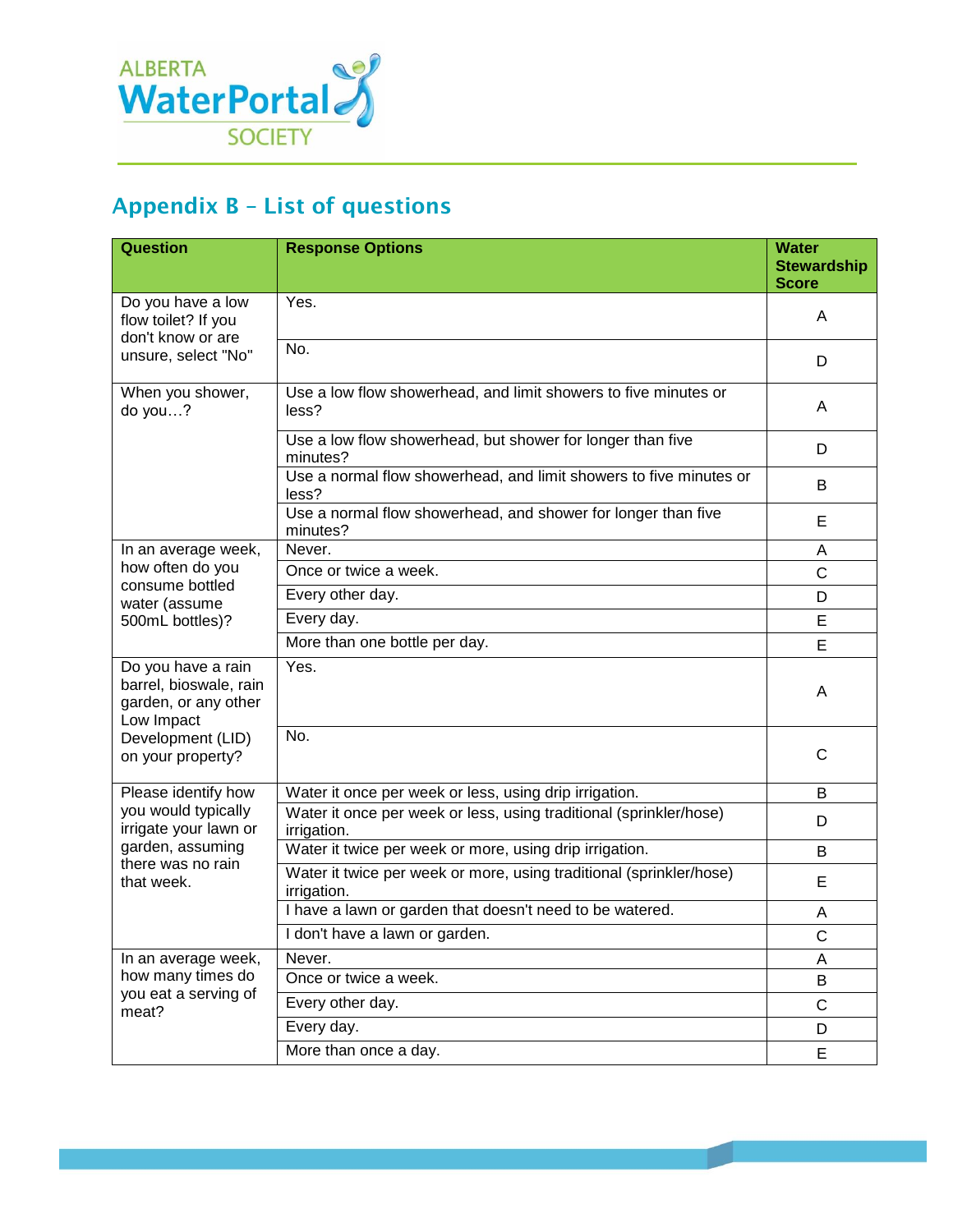## Appendix B – List of questions

| Question | Response Options | Water Stewardship Score |
|---|---|---|
| Do you have a low flow toilet? If you don't know or are unsure, select "No" | Yes. | A |
| | No. | D |
| When you shower, do you…? | Use a low flow showerhead, and limit showers to five minutes or less? | A |
| | Use a low flow showerhead, but shower for longer than five minutes? | D |
| | Use a normal flow showerhead, and limit showers to five minutes or less? | B |
| | Use a normal flow showerhead, and shower for longer than five minutes? | E |
| In an average week, how often do you consume bottled water (assume 500mL bottles)? | Never. | A |
| | Once or twice a week. | C |
| | Every other day. | D |
| | Every day. | E |
| | More than one bottle per day. | E |
| Do you have a rain barrel, bioswale, rain garden, or any other Low Impact Development (LID) on your property? | Yes. | A |
| | No. | C |
| Please identify how you would typically irrigate your lawn or garden, assuming there was no rain that week. | Water it once per week or less, using drip irrigation. | B |
| | Water it once per week or less, using traditional (sprinkler/hose) irrigation. | D |
| | Water it twice per week or more, using drip irrigation. | B |
| | Water it twice per week or more, using traditional (sprinkler/hose) irrigation. | E |
| | I have a lawn or garden that doesn't need to be watered. | A |
| | I don't have a lawn or garden. | C |
| In an average week, how many times do you eat a serving of meat? | Never. | A |
| | Once or twice a week. | B |
| | Every other day. | C |
| | Every day. | D |
| | More than once a day. | E |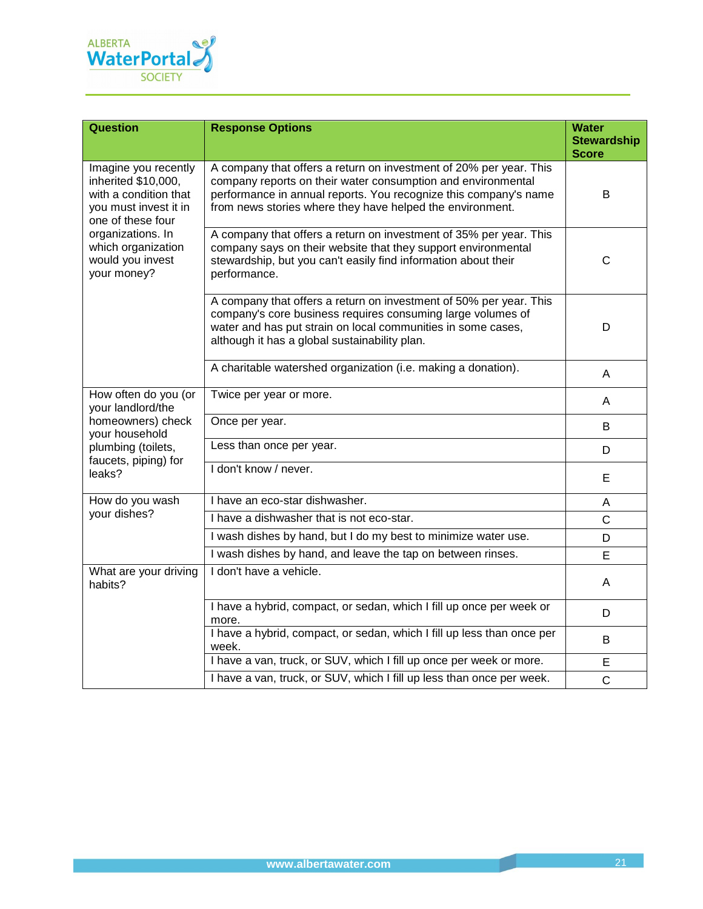| Question | Response Options | Water Stewardship Score |
|---|---|---|
| Imagine you recently inherited $10,000, with a condition that you must invest it in one of these four organizations. In which organization would you invest your money? | A company that offers a return on investment of 20% per year. This company reports on their water consumption and environmental performance in annual reports. You recognize this company's name from news stories where they have helped the environment. | B |
| | A company that offers a return on investment of 35% per year. This company says on their website that they support environmental stewardship, but you can't easily find information about their performance. | C |
| | A company that offers a return on investment of 50% per year. This company's core business requires consuming large volumes of water and has put strain on local communities in some cases, although it has a global sustainability plan. | D |
| | A charitable watershed organization (i.e. making a donation). | A |
| How often do you (or your landlord/the homeowners) check your household plumbing (toilets, faucets, piping) for leaks? | Twice per year or more. | A |
| | Once per year. | B |
| | Less than once per year. | D |
| | I don't know / never. | E |
| How do you wash your dishes? | I have an eco-star dishwasher. | A |
| | I have a dishwasher that is not eco-star. | C |
| | I wash dishes by hand, but I do my best to minimize water use. | D |
| | I wash dishes by hand, and leave the tap on between rinses. | E |
| What are your driving habits? | I don't have a vehicle. | A |
| | I have a hybrid, compact, or sedan, which I fill up once per week or more. | D |
| | I have a hybrid, compact, or sedan, which I fill up less than once per week. | B |
| | I have a van, truck, or SUV, which I fill up once per week or more. | E |
| | I have a van, truck, or SUV, which I fill up less than once per week. | C |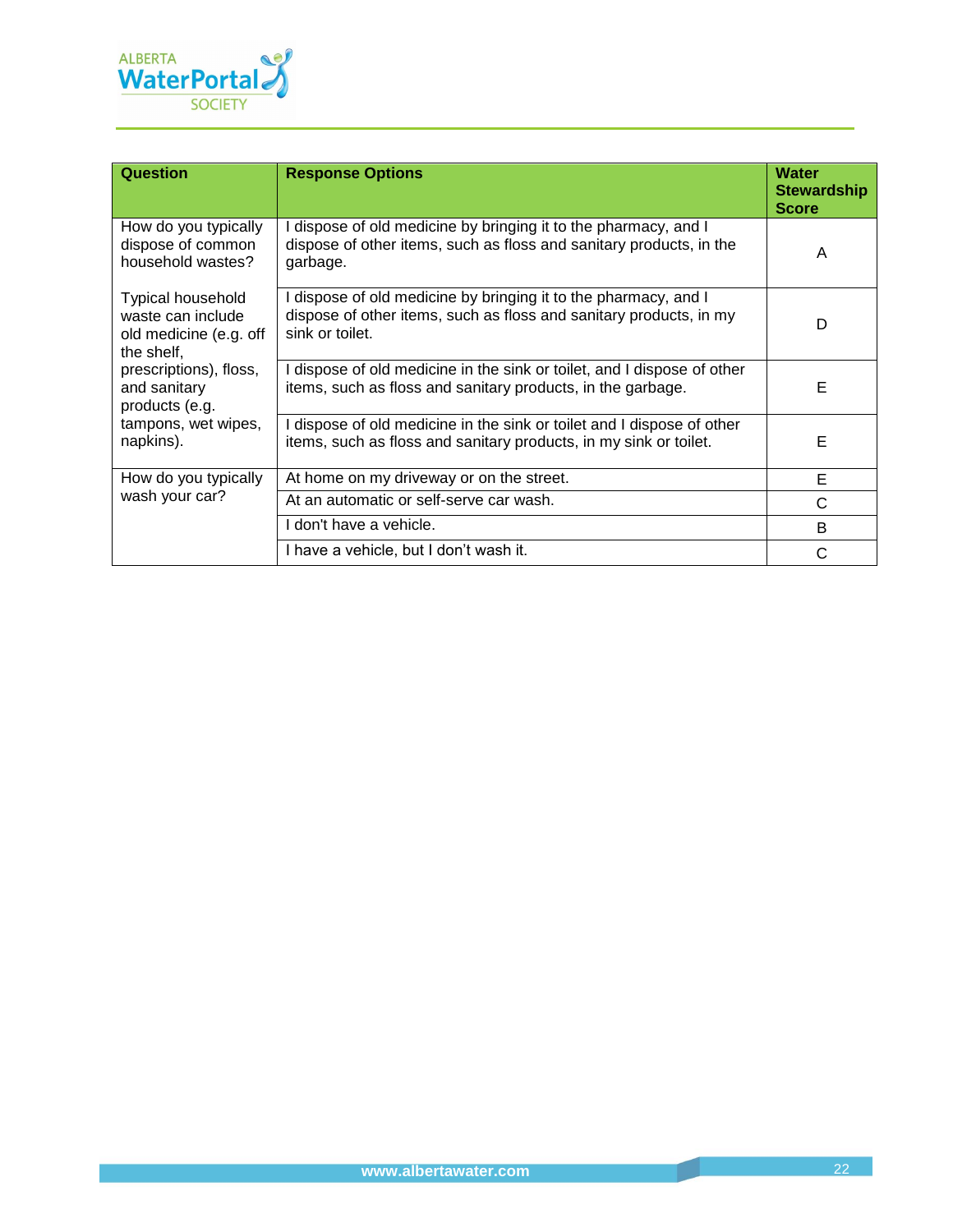| Question | Response Options | Water Stewardship Score |
|---|---|---|
| How do you typically dispose of common household wastes? | I dispose of old medicine by bringing it to the pharmacy, and I dispose of other items, such as floss and sanitary products, in the garbage. | A |
| Typical household waste can include old medicine (e.g. off the shelf, prescriptions), floss, and sanitary products (e.g. tampons, wet wipes, napkins). | I dispose of old medicine by bringing it to the pharmacy, and I dispose of other items, such as floss and sanitary products, in my sink or toilet. | D |
| | I dispose of old medicine in the sink or toilet, and I dispose of other items, such as floss and sanitary products, in the garbage. | E |
| | I dispose of old medicine in the sink or toilet and I dispose of other items, such as floss and sanitary products, in my sink or toilet. | E |
| How do you typically wash your car? | At home on my driveway or on the street. | E |
| | At an automatic or self-serve car wash. | C |
| | I don't have a vehicle. | B |
| | I have a vehicle, but I don't wash it. | C |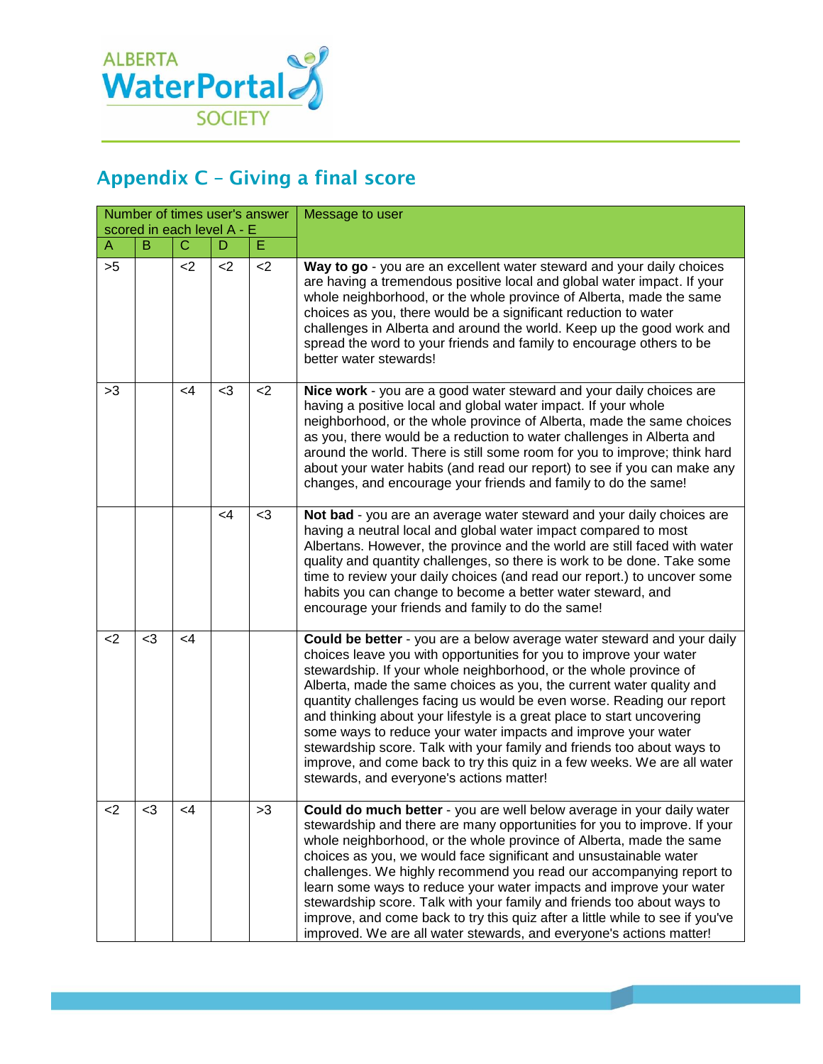## Appendix C – Giving a final score

| Number of times user's answer scored in each level A - E | | | | | Message to user |
|---|---|---|---|---|---|
| A | B | C | D | E | |
| >5 | | <2 | <2 | <2 | **Way to go** - you are an excellent water steward and your daily choices are having a tremendous positive local and global water impact. If your whole neighborhood, or the whole province of Alberta, made the same choices as you, there would be a significant reduction to water challenges in Alberta and around the world. Keep up the good work and spread the word to your friends and family to encourage others to be better water stewards! |
| >3 | | <4 | <3 | <2 | **Nice work** - you are a good water steward and your daily choices are having a positive local and global water impact. If your whole neighborhood, or the whole province of Alberta, made the same choices as you, there would be a reduction to water challenges in Alberta and around the world. There is still some room for you to improve; think hard about your water habits (and read our report) to see if you can make any changes, and encourage your friends and family to do the same! |
| | | | <4 | <3 | **Not bad** - you are an average water steward and your daily choices are having a neutral local and global water impact compared to most Albertans. However, the province and the world are still faced with water quality and quantity challenges, so there is work to be done. Take some time to review your daily choices (and read our report.) to uncover some habits you can change to become a better water steward, and encourage your friends and family to do the same! |
| <2 | <3 | <4 | | | **Could be better** - you are a below average water steward and your daily choices leave you with opportunities for you to improve your water stewardship. If your whole neighborhood, or the whole province of Alberta, made the same choices as you, the current water quality and quantity challenges facing us would be even worse. Reading our report and thinking about your lifestyle is a great place to start uncovering some ways to reduce your water impacts and improve your water stewardship score. Talk with your family and friends too about ways to improve, and come back to try this quiz in a few weeks. We are all water stewards, and everyone's actions matter! |
| <2 | <3 | <4 | | >3 | **Could do much better** - you are well below average in your daily water stewardship and there are many opportunities for you to improve. If your whole neighborhood, or the whole province of Alberta, made the same choices as you, we would face significant and unsustainable water challenges. We highly recommend you read our accompanying report to learn some ways to reduce your water impacts and improve your water stewardship score. Talk with your family and friends too about ways to improve, and come back to try this quiz after a little while to see if you've improved. We are all water stewards, and everyone's actions matter! |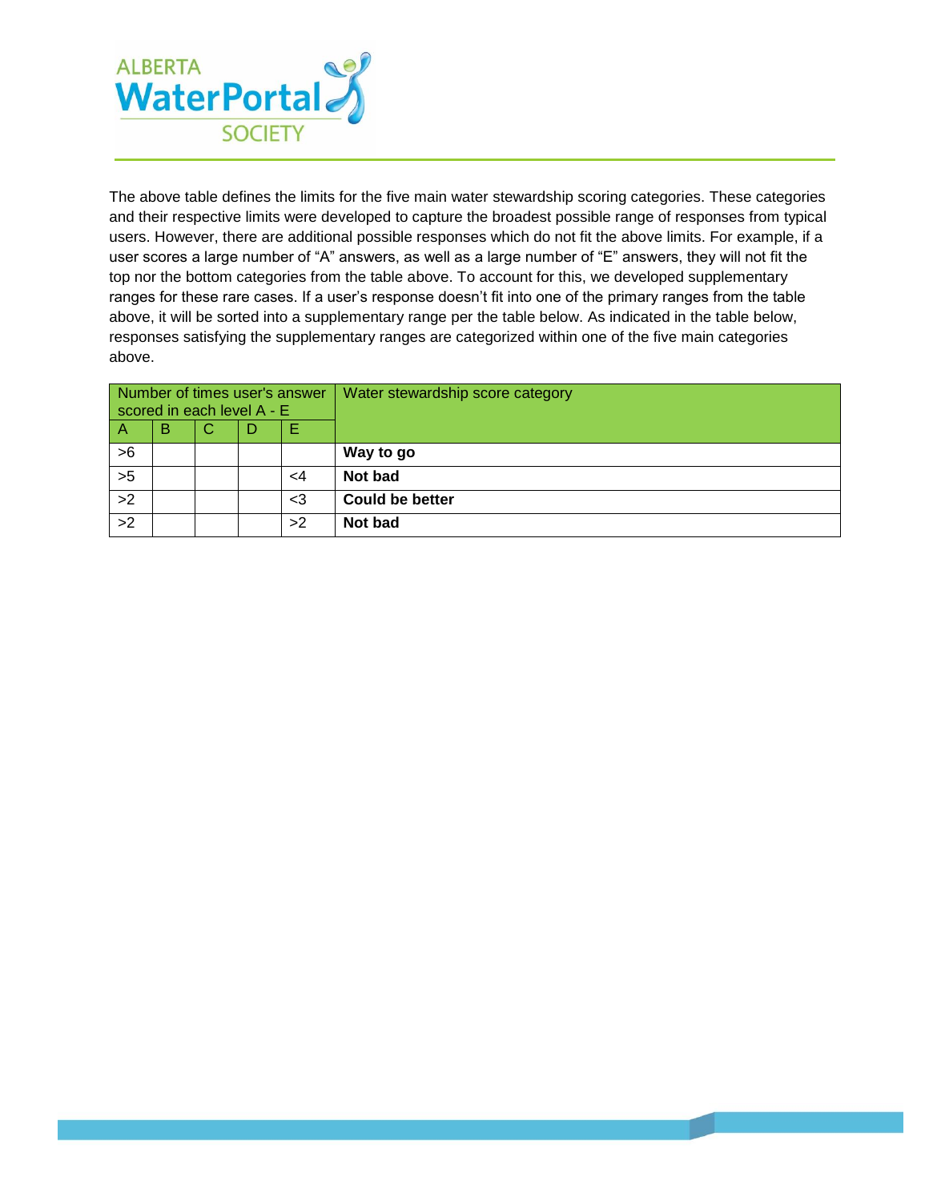The above table defines the limits for the five main water stewardship scoring categories. These categories and their respective limits were developed to capture the broadest possible range of responses from typical users. However, there are additional possible responses which do not fit the above limits. For example, if a user scores a large number of "A" answers, as well as a large number of "E" answers, they will not fit the top nor the bottom categories from the table above. To account for this, we developed supplementary ranges for these rare cases. If a user's response doesn't fit into one of the primary ranges from the table above, it will be sorted into a supplementary range per the table below. As indicated in the table below, responses satisfying the supplementary ranges are categorized within one of the five main categories above.

| Number of times user's answer scored in each level A - E | | | | | Water stewardship score category |
|---|---|---|---|---|---|
| A | B | C | D | E | |
| >6 | | | | | **Way to go** |
| >5 | | | | <4 | **Not bad** |
| >2 | | | | <3 | **Could be better** |
| >2 | | | | >2 | **Not bad** |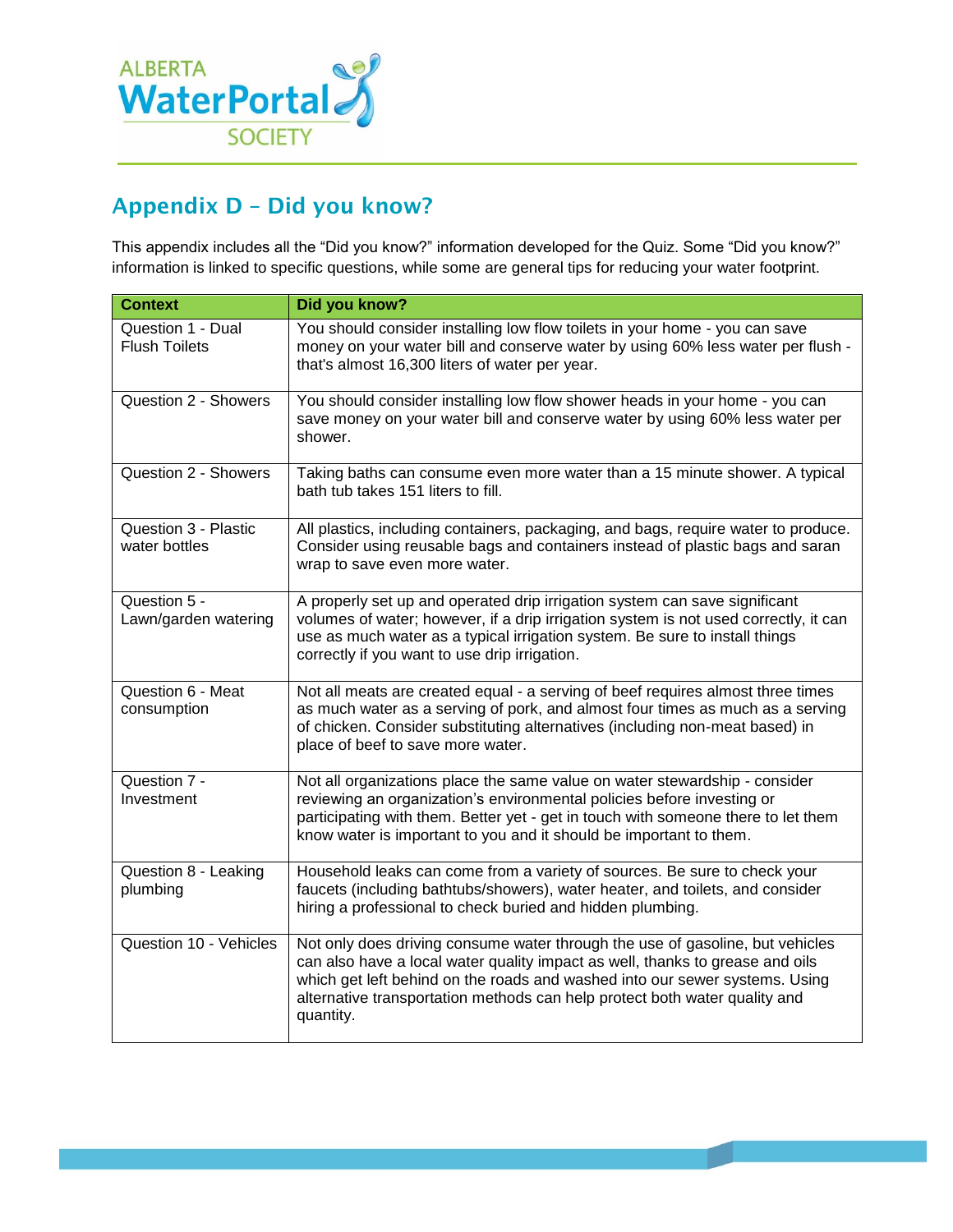## Appendix D – Did you know?

This appendix includes all the "Did you know?" information developed for the Quiz. Some "Did you know?" information is linked to specific questions, while some are general tips for reducing your water footprint.

| Context | Did you know? |
|---|---|
| Question 1 - Dual Flush Toilets | You should consider installing low flow toilets in your home - you can save money on your water bill and conserve water by using 60% less water per flush - that's almost 16,300 liters of water per year. |
| Question 2 - Showers | You should consider installing low flow shower heads in your home - you can save money on your water bill and conserve water by using 60% less water per shower. |
| Question 2 - Showers | Taking baths can consume even more water than a 15 minute shower. A typical bath tub takes 151 liters to fill. |
| Question 3 - Plastic water bottles | All plastics, including containers, packaging, and bags, require water to produce. Consider using reusable bags and containers instead of plastic bags and saran wrap to save even more water. |
| Question 5 - Lawn/garden watering | A properly set up and operated drip irrigation system can save significant volumes of water; however, if a drip irrigation system is not used correctly, it can use as much water as a typical irrigation system. Be sure to install things correctly if you want to use drip irrigation. |
| Question 6 - Meat consumption | Not all meats are created equal - a serving of beef requires almost three times as much water as a serving of pork, and almost four times as much as a serving of chicken. Consider substituting alternatives (including non-meat based) in place of beef to save more water. |
| Question 7 - Investment | Not all organizations place the same value on water stewardship - consider reviewing an organization's environmental policies before investing or participating with them. Better yet - get in touch with someone there to let them know water is important to you and it should be important to them. |
| Question 8 - Leaking plumbing | Household leaks can come from a variety of sources. Be sure to check your faucets (including bathtubs/showers), water heater, and toilets, and consider hiring a professional to check buried and hidden plumbing. |
| Question 10 - Vehicles | Not only does driving consume water through the use of gasoline, but vehicles can also have a local water quality impact as well, thanks to grease and oils which get left behind on the roads and washed into our sewer systems. Using alternative transportation methods can help protect both water quality and quantity. |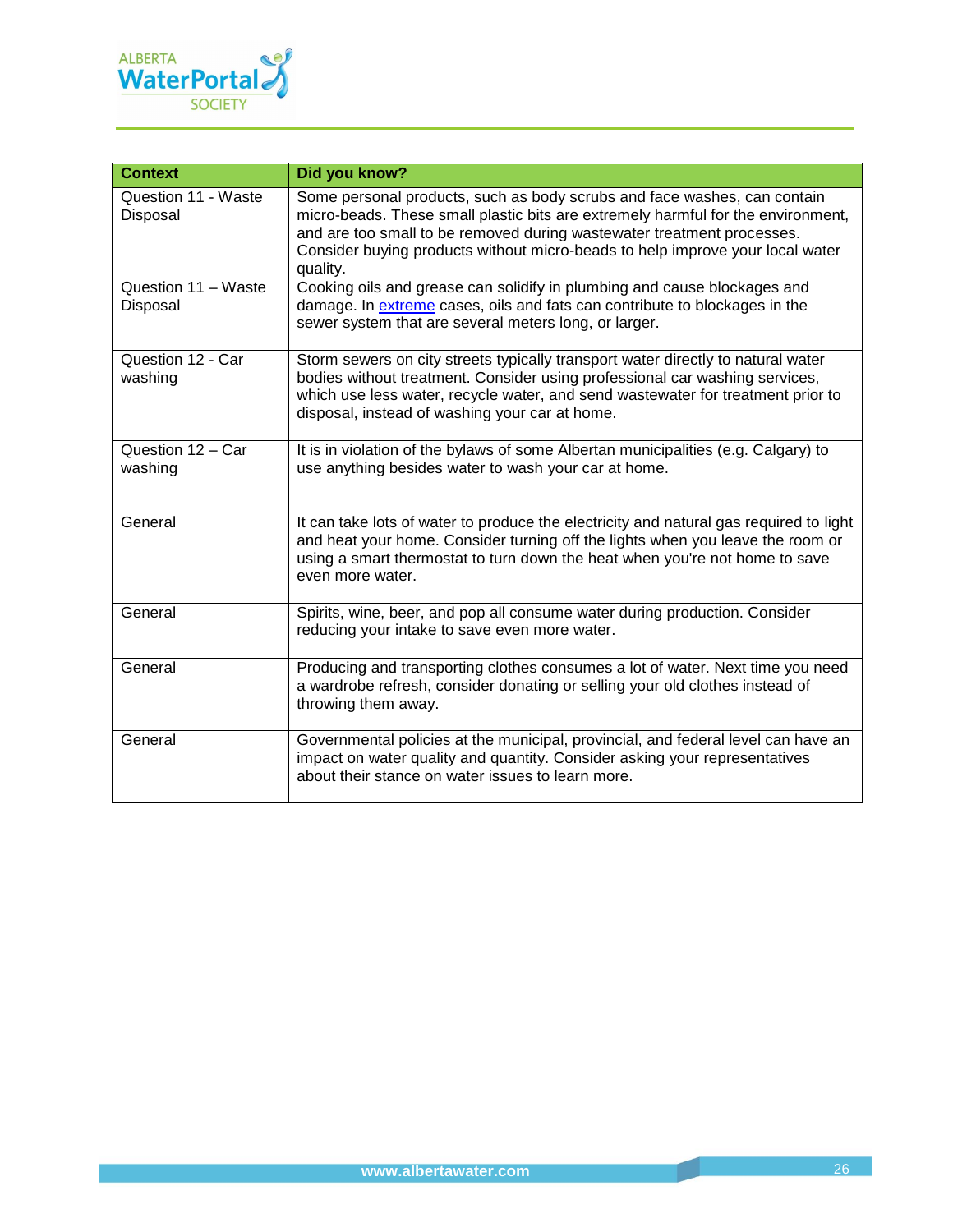| Context | Did you know? |
|---|---|
| Question 11 - Waste Disposal | Some personal products, such as body scrubs and face washes, can contain micro-beads. These small plastic bits are extremely harmful for the environment, and are too small to be removed during wastewater treatment processes. Consider buying products without micro-beads to help improve your local water quality. |
| Question 11 – Waste Disposal | Cooking oils and grease can solidify in plumbing and cause blockages and damage. In extreme cases, oils and fats can contribute to blockages in the sewer system that are several meters long, or larger. |
| Question 12 - Car washing | Storm sewers on city streets typically transport water directly to natural water bodies without treatment. Consider using professional car washing services, which use less water, recycle water, and send wastewater for treatment prior to disposal, instead of washing your car at home. |
| Question 12 – Car washing | It is in violation of the bylaws of some Albertan municipalities (e.g. Calgary) to use anything besides water to wash your car at home. |
| General | It can take lots of water to produce the electricity and natural gas required to light and heat your home. Consider turning off the lights when you leave the room or using a smart thermostat to turn down the heat when you're not home to save even more water. |
| General | Spirits, wine, beer, and pop all consume water during production. Consider reducing your intake to save even more water. |
| General | Producing and transporting clothes consumes a lot of water. Next time you need a wardrobe refresh, consider donating or selling your old clothes instead of throwing them away. |
| General | Governmental policies at the municipal, provincial, and federal level can have an impact on water quality and quantity. Consider asking your representatives about their stance on water issues to learn more. |